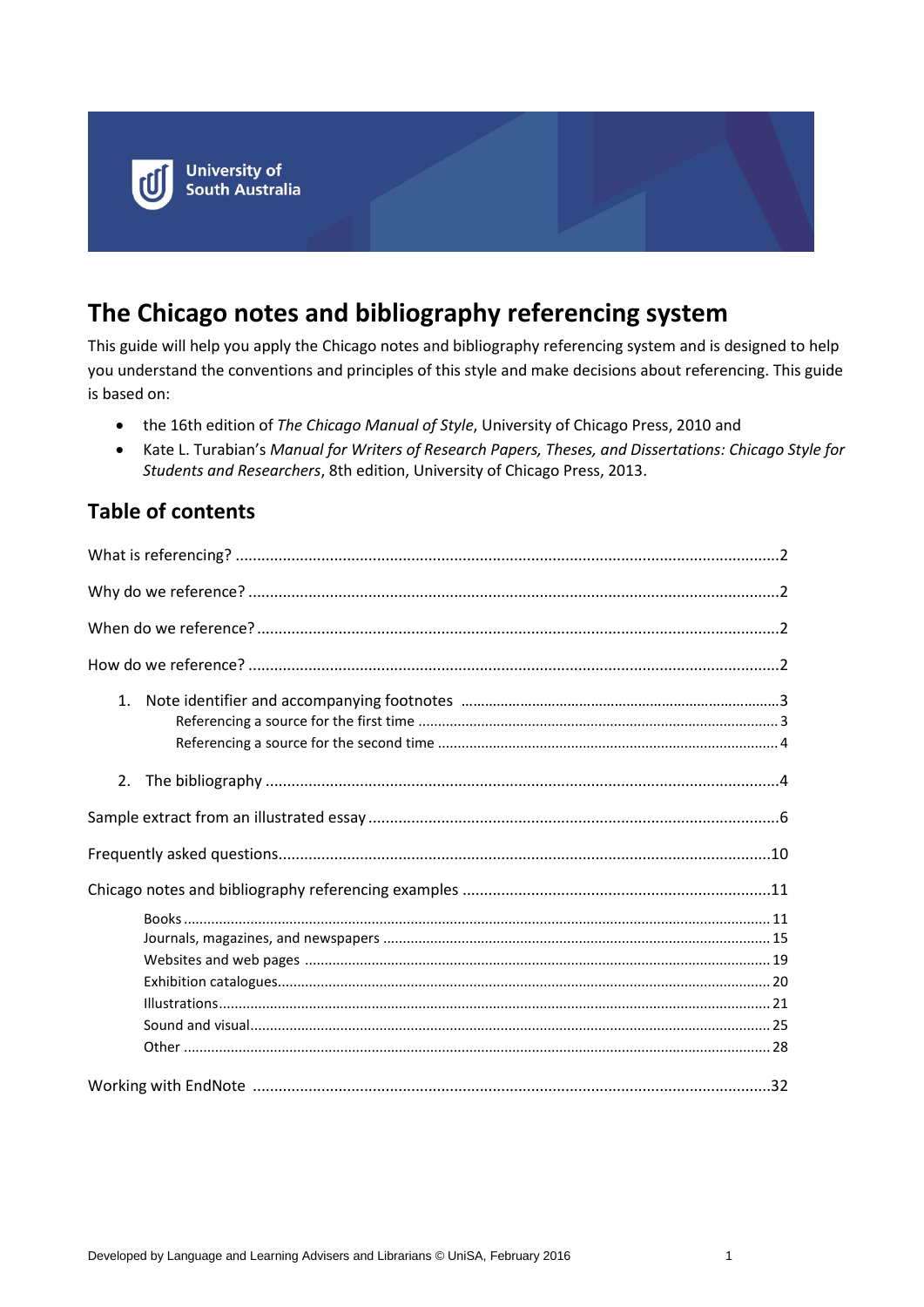University of South Australia

# The Chicago notes and bibliography referencing system

This guide will help you apply the Chicago notes and bibliography referencing system and is designed to help you understand the conventions and principles of this style and make decisions about referencing. This guide is based on:

- the 16th edition of *The Chicago Manual of Style*, University of Chicago Press, 2010 and
- Kate L. Turabian's *Manual for Writers of Research Papers, Theses, and Dissertations: Chicago Style for Students and Researchers*, 8th edition, University of Chicago Press, 2013.

## Table of contents

What is referencing? ....2

Why do we reference? ....2

When do we reference? ....2

How do we reference? ....2

1. Note identifier and accompanying footnotes ....3
   - Referencing a source for the first time ....3
   - Referencing a source for the second time ....4
2. The bibliography ....4

Sample extract from an illustrated essay ....6

Frequently asked questions ....10

Chicago notes and bibliography referencing examples ....11

- Books ....11
- Journals, magazines, and newspapers ....15
- Websites and web pages ....19
- Exhibition catalogues ....20
- Illustrations ....21
- Sound and visual ....25
- Other ....28

Working with EndNote ....32

Developed by Language and Learning Advisers and Librarians © UniSA, February 2016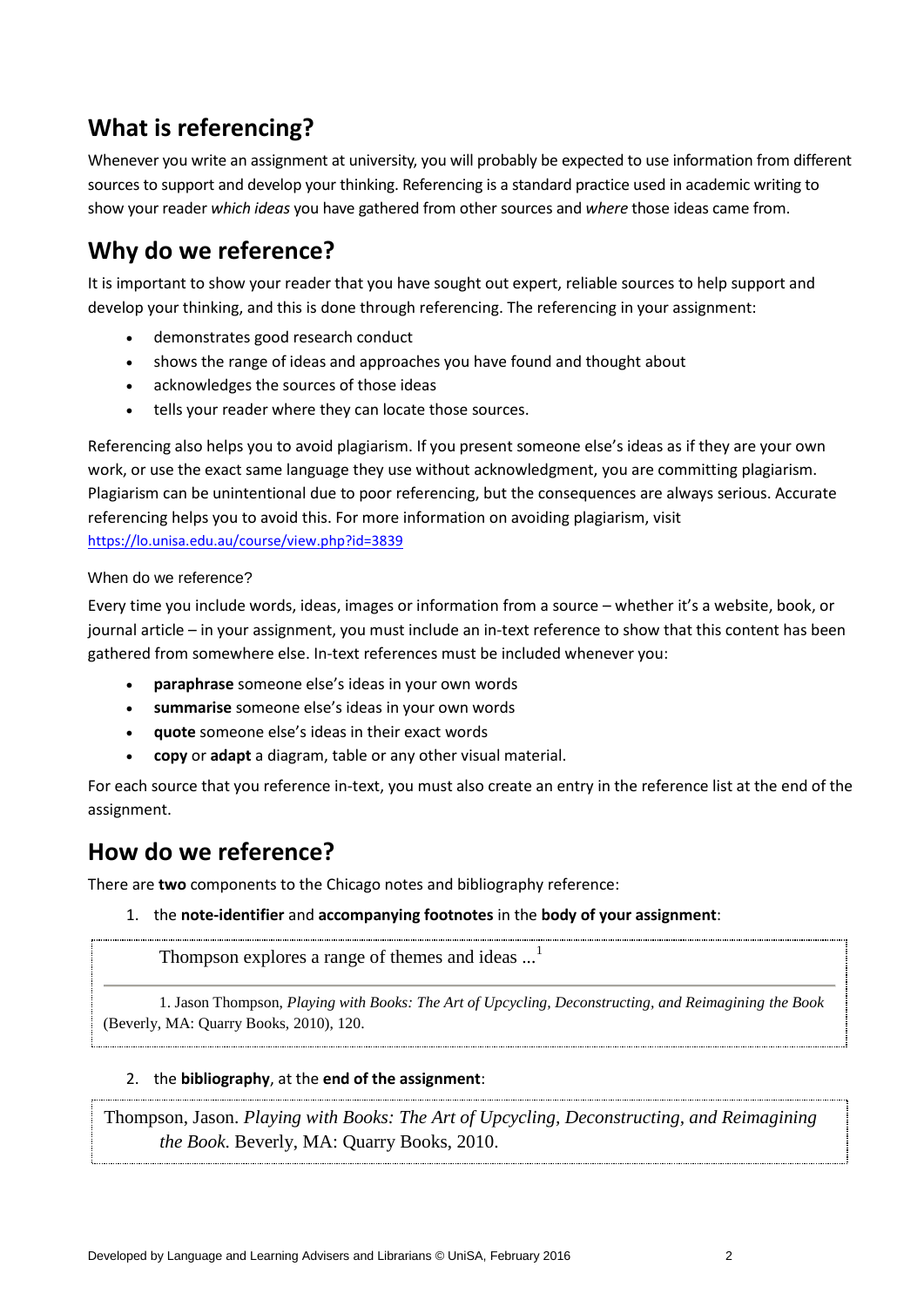## What is referencing?

Whenever you write an assignment at university, you will probably be expected to use information from different sources to support and develop your thinking. Referencing is a standard practice used in academic writing to show your reader *which ideas* you have gathered from other sources and *where* those ideas came from.

## Why do we reference?

It is important to show your reader that you have sought out expert, reliable sources to help support and develop your thinking, and this is done through referencing. The referencing in your assignment:

- demonstrates good research conduct
- shows the range of ideas and approaches you have found and thought about
- acknowledges the sources of those ideas
- tells your reader where they can locate those sources.

Referencing also helps you to avoid plagiarism. If you present someone else's ideas as if they are your own work, or use the exact same language they use without acknowledgment, you are committing plagiarism. Plagiarism can be unintentional due to poor referencing, but the consequences are always serious. Accurate referencing helps you to avoid this. For more information on avoiding plagiarism, visit https://lo.unisa.edu.au/course/view.php?id=3839

When do we reference?

Every time you include words, ideas, images or information from a source – whether it's a website, book, or journal article – in your assignment, you must include an in-text reference to show that this content has been gathered from somewhere else. In-text references must be included whenever you:

- **paraphrase** someone else's ideas in your own words
- **summarise** someone else's ideas in your own words
- **quote** someone else's ideas in their exact words
- **copy** or **adapt** a diagram, table or any other visual material.

For each source that you reference in-text, you must also create an entry in the reference list at the end of the assignment.

## How do we reference?

There are **two** components to the Chicago notes and bibliography reference:

1. the **note-identifier** and **accompanying footnotes** in the **body of your assignment**:

> Thompson explores a range of themes and ideas ...[1]
>
> ---
>
> 1. Jason Thompson, *Playing with Books: The Art of Upcycling, Deconstructing, and Reimagining the Book* (Beverly, MA: Quarry Books, 2010), 120.

2. the **bibliography**, at the **end of the assignment**:

> Thompson, Jason. *Playing with Books: The Art of Upcycling, Deconstructing, and Reimagining the Book*. Beverly, MA: Quarry Books, 2010.

Developed by Language and Learning Advisers and Librarians © UniSA, February 2016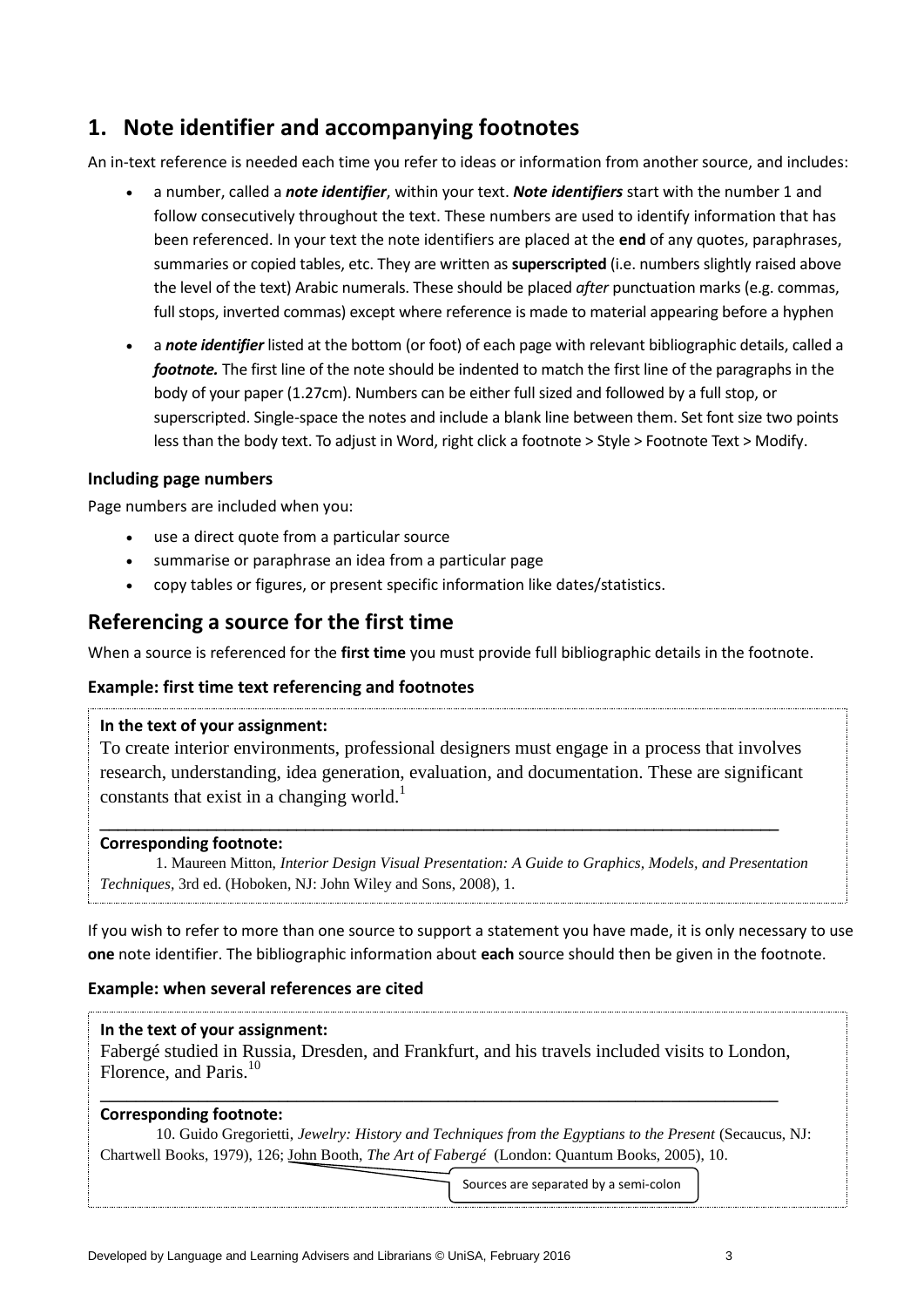## 1. Note identifier and accompanying footnotes

An in-text reference is needed each time you refer to ideas or information from another source, and includes:

- a number, called a ***note identifier***, within your text. ***Note identifiers*** start with the number 1 and follow consecutively throughout the text. These numbers are used to identify information that has been referenced. In your text the note identifiers are placed at the **end** of any quotes, paraphrases, summaries or copied tables, etc. They are written as **superscripted** (i.e. numbers slightly raised above the level of the text) Arabic numerals. These should be placed *after* punctuation marks (e.g. commas, full stops, inverted commas) except where reference is made to material appearing before a hyphen
- a ***note identifier*** listed at the bottom (or foot) of each page with relevant bibliographic details, called a ***footnote.*** The first line of the note should be indented to match the first line of the paragraphs in the body of your paper (1.27cm). Numbers can be either full sized and followed by a full stop, or superscripted. Single-space the notes and include a blank line between them. Set font size two points less than the body text. To adjust in Word, right click a footnote > Style > Footnote Text > Modify.

### Including page numbers

Page numbers are included when you:

- use a direct quote from a particular source
- summarise or paraphrase an idea from a particular page
- copy tables or figures, or present specific information like dates/statistics.

## Referencing a source for the first time

When a source is referenced for the **first time** you must provide full bibliographic details in the footnote.

### Example: first time text referencing and footnotes

**In the text of your assignment:**

To create interior environments, professional designers must engage in a process that involves research, understanding, idea generation, evaluation, and documentation. These are significant constants that exist in a changing world.[1]

---

**Corresponding footnote:**

1. Maureen Mitton, *Interior Design Visual Presentation: A Guide to Graphics, Models, and Presentation Techniques*, 3rd ed. (Hoboken, NJ: John Wiley and Sons, 2008), 1.

If you wish to refer to more than one source to support a statement you have made, it is only necessary to use **one** note identifier. The bibliographic information about **each** source should then be given in the footnote.

### Example: when several references are cited

**In the text of your assignment:**

Fabergé studied in Russia, Dresden, and Frankfurt, and his travels included visits to London, Florence, and Paris.[10]

---

**Corresponding footnote:**

10. Guido Gregorietti, *Jewelry: History and Techniques from the Egyptians to the Present* (Secaucus, NJ: Chartwell Books, 1979), 126; John Booth, *The Art of Fabergé* (London: Quantum Books, 2005), 10.

Sources are separated by a semi-colon

Developed by Language and Learning Advisers and Librarians © UniSA, February 2016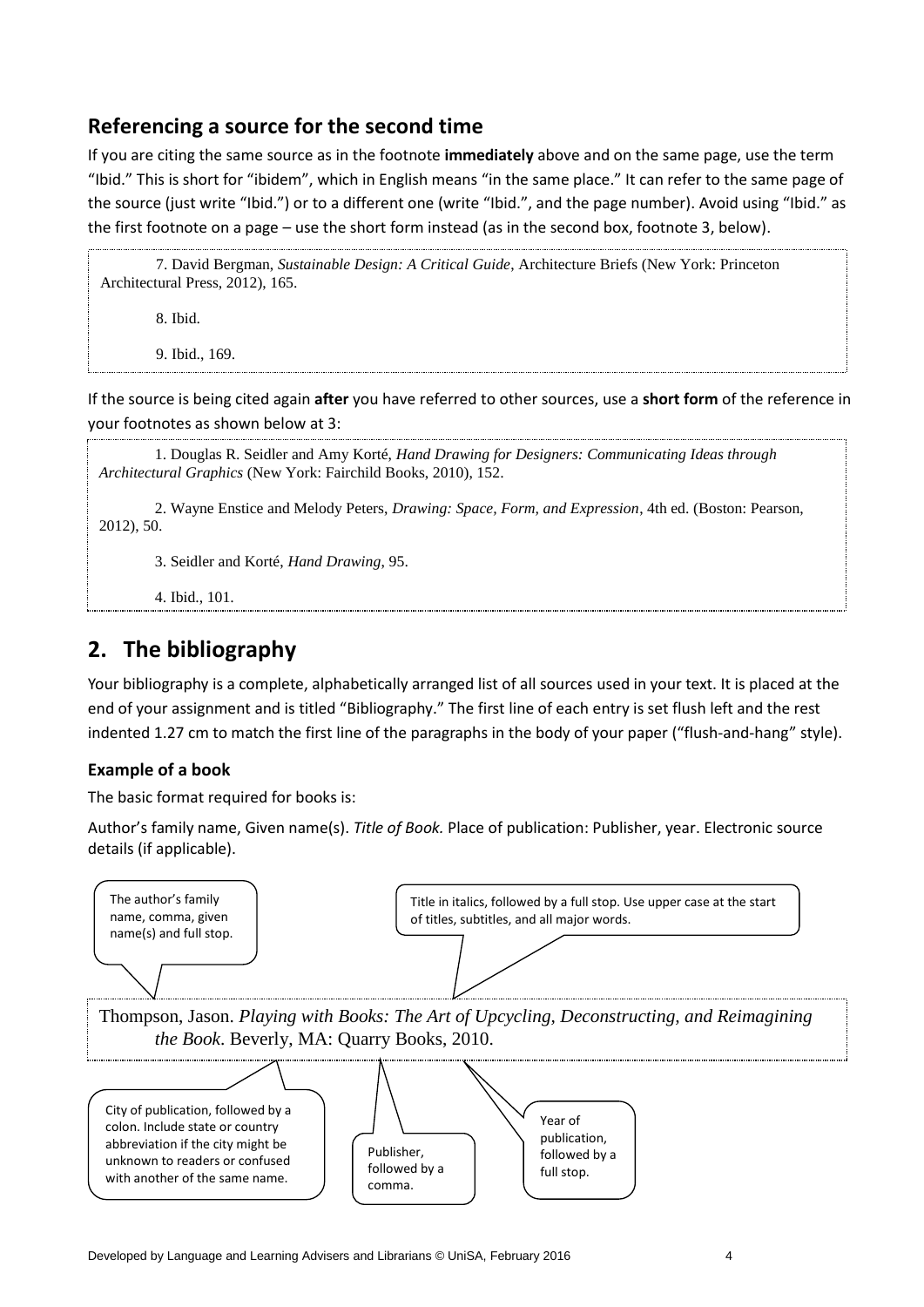## Referencing a source for the second time

If you are citing the same source as in the footnote **immediately** above and on the same page, use the term "Ibid." This is short for "ibidem", which in English means "in the same place." It can refer to the same page of the source (just write "Ibid.") or to a different one (write "Ibid.", and the page number). Avoid using "Ibid." as the first footnote on a page – use the short form instead (as in the second box, footnote 3, below).

> 7. David Bergman, *Sustainable Design: A Critical Guide*, Architecture Briefs (New York: Princeton Architectural Press, 2012), 165.
>
> 8. Ibid.
>
> 9. Ibid., 169.

If the source is being cited again **after** you have referred to other sources, use a **short form** of the reference in your footnotes as shown below at 3:

> 1. Douglas R. Seidler and Amy Korté, *Hand Drawing for Designers: Communicating Ideas through Architectural Graphics* (New York: Fairchild Books, 2010), 152.
>
> 2. Wayne Enstice and Melody Peters, *Drawing: Space, Form, and Expression*, 4th ed. (Boston: Pearson, 2012), 50.
>
> 3. Seidler and Korté, *Hand Drawing*, 95.
>
> 4. Ibid., 101.

## 2. The bibliography

Your bibliography is a complete, alphabetically arranged list of all sources used in your text. It is placed at the end of your assignment and is titled "Bibliography." The first line of each entry is set flush left and the rest indented 1.27 cm to match the first line of the paragraphs in the body of your paper ("flush-and-hang" style).

### Example of a book

The basic format required for books is:

Author's family name, Given name(s). *Title of Book.* Place of publication: Publisher, year. Electronic source details (if applicable).

The author's family name, comma, given name(s) and full stop.

Title in italics, followed by a full stop. Use upper case at the start of titles, subtitles, and all major words.

> Thompson, Jason. *Playing with Books: The Art of Upcycling, Deconstructing, and Reimagining the Book.* Beverly, MA: Quarry Books, 2010.

City of publication, followed by a colon. Include state or country abbreviation if the city might be unknown to readers or confused with another of the same name.

Publisher, followed by a comma.

Year of publication, followed by a full stop.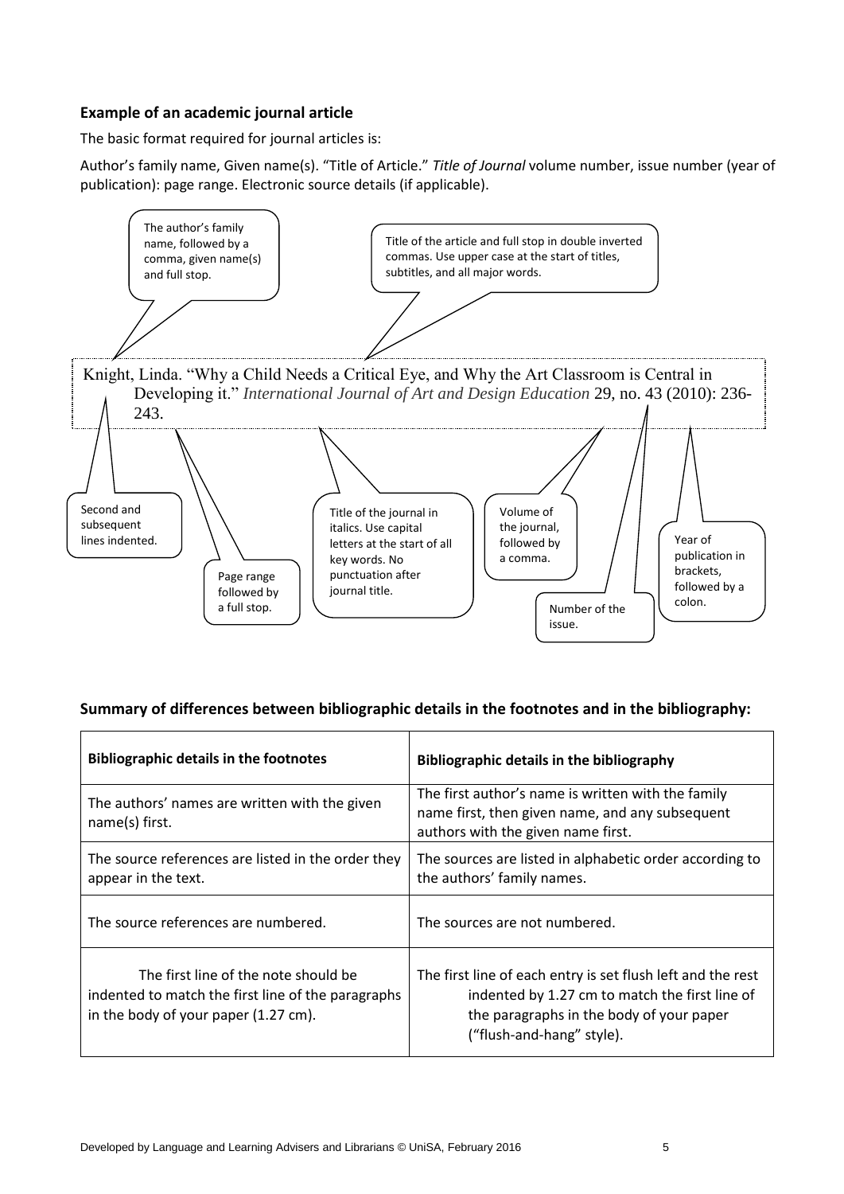### Example of an academic journal article

The basic format required for journal articles is:

Author's family name, Given name(s). "Title of Article." *Title of Journal* volume number, issue number (year of publication): page range. Electronic source details (if applicable).

The author's family name, followed by a comma, given name(s) and full stop.

Title of the article and full stop in double inverted commas. Use upper case at the start of titles, subtitles, and all major words.

Knight, Linda. "Why a Child Needs a Critical Eye, and Why the Art Classroom is Central in Developing it." *International Journal of Art and Design Education* 29, no. 43 (2010): 236-243.

Second and subsequent lines indented.

Page range followed by a full stop.

Title of the journal in italics. Use capital letters at the start of all key words. No punctuation after journal title.

Volume of the journal, followed by a comma.

Number of the issue.

Year of publication in brackets, followed by a colon.

### Summary of differences between bibliographic details in the footnotes and in the bibliography:

| Bibliographic details in the footnotes | Bibliographic details in the bibliography |
|---|---|
| The authors' names are written with the given name(s) first. | The first author's name is written with the family name first, then given name, and any subsequent authors with the given name first. |
| The source references are listed in the order they appear in the text. | The sources are listed in alphabetic order according to the authors' family names. |
| The source references are numbered. | The sources are not numbered. |
| The first line of the note should be indented to match the first line of the paragraphs in the body of your paper (1.27 cm). | The first line of each entry is set flush left and the rest indented by 1.27 cm to match the first line of the paragraphs in the body of your paper ("flush-and-hang" style). |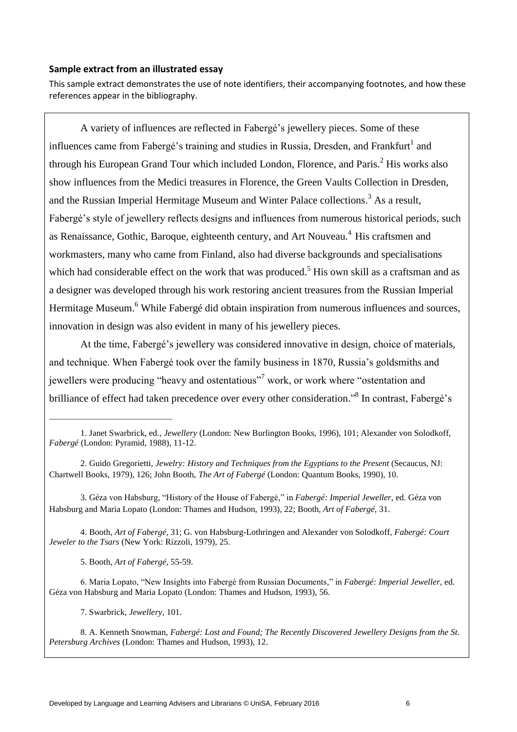**Sample extract from an illustrated essay**

This sample extract demonstrates the use of note identifiers, their accompanying footnotes, and how these references appear in the bibliography.

A variety of influences are reflected in Fabergé's jewellery pieces. Some of these influences came from Fabergé's training and studies in Russia, Dresden, and Frankfurt[1] and through his European Grand Tour which included London, Florence, and Paris.[2] His works also show influences from the Medici treasures in Florence, the Green Vaults Collection in Dresden, and the Russian Imperial Hermitage Museum and Winter Palace collections.[3] As a result, Fabergé's style of jewellery reflects designs and influences from numerous historical periods, such as Renaissance, Gothic, Baroque, eighteenth century, and Art Nouveau.[4] His craftsmen and workmasters, many who came from Finland, also had diverse backgrounds and specialisations which had considerable effect on the work that was produced.[5] His own skill as a craftsman and as a designer was developed through his work restoring ancient treasures from the Russian Imperial Hermitage Museum.[6] While Fabergé did obtain inspiration from numerous influences and sources, innovation in design was also evident in many of his jewellery pieces.

At the time, Fabergé's jewellery was considered innovative in design, choice of materials, and technique. When Fabergé took over the family business in 1870, Russia's goldsmiths and jewellers were producing "heavy and ostentatious"[7] work, or work where "ostentation and brilliance of effect had taken precedence over every other consideration."[8] In contrast, Fabergé's

---

1. Janet Swarbrick, ed., *Jewellery* (London: New Burlington Books, 1996), 101; Alexander von Solodkoff, *Fabergé* (London: Pyramid, 1988), 11-12.

2. Guido Gregorietti, *Jewelry: History and Techniques from the Egyptians to the Present* (Secaucus, NJ: Chartwell Books, 1979), 126; John Booth, *The Art of Fabergé* (London: Quantum Books, 1990), 10.

3. Géza von Habsburg, "History of the House of Fabergé," in *Fabergé: Imperial Jeweller,* ed. Géza von Habsburg and Maria Lopato (London: Thames and Hudson, 1993), 22; Booth, *Art of Fabergé,* 31.

4. Booth, *Art of Fabergé,* 31; G. von Habsburg-Lothringen and Alexander von Solodkoff, *Fabergé: Court Jeweler to the Tsars* (New York: Rizzoli, 1979), 25.

5. Booth, *Art of Fabergé,* 55-59.

6. Maria Lopato, "New Insights into Fabergé from Russian Documents," in *Fabergé: Imperial Jeweller,* ed. Géza von Habsburg and Maria Lopato (London: Thames and Hudson, 1993), 56.

7. Swarbrick, *Jewellery*, 101.

8. A. Kenneth Snowman, *Fabergé: Lost and Found; The Recently Discovered Jewellery Designs from the St. Petersburg Archives* (London: Thames and Hudson, 1993), 12.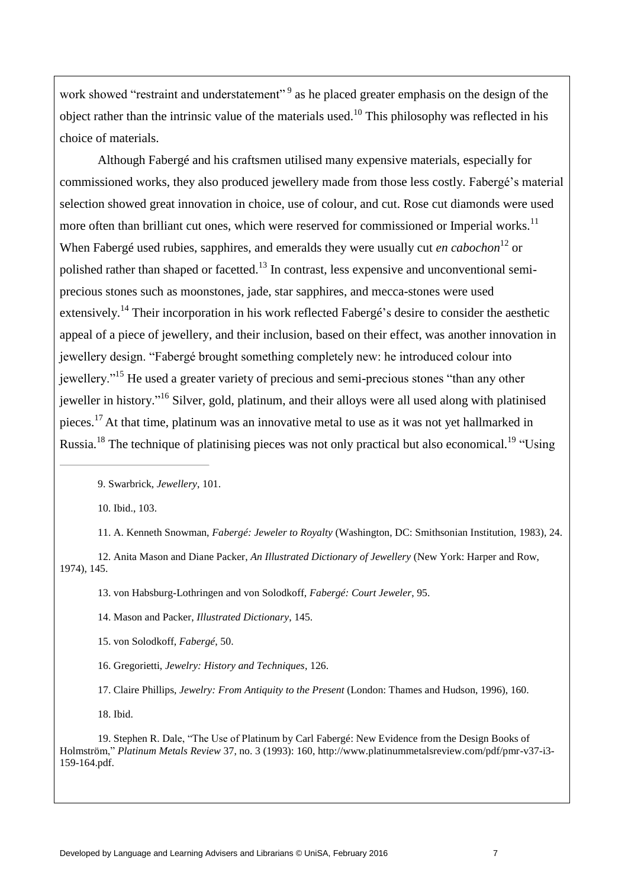work showed "restraint and understatement"[9] as he placed greater emphasis on the design of the object rather than the intrinsic value of the materials used.[10] This philosophy was reflected in his choice of materials.

Although Fabergé and his craftsmen utilised many expensive materials, especially for commissioned works, they also produced jewellery made from those less costly. Fabergé's material selection showed great innovation in choice, use of colour, and cut. Rose cut diamonds were used more often than brilliant cut ones, which were reserved for commissioned or Imperial works.[11] When Fabergé used rubies, sapphires, and emeralds they were usually cut *en cabochon*[12] or polished rather than shaped or facetted.[13] In contrast, less expensive and unconventional semi-precious stones such as moonstones, jade, star sapphires, and mecca-stones were used extensively.[14] Their incorporation in his work reflected Fabergé's desire to consider the aesthetic appeal of a piece of jewellery, and their inclusion, based on their effect, was another innovation in jewellery design. "Fabergé brought something completely new: he introduced colour into jewellery."[15] He used a greater variety of precious and semi-precious stones "than any other jeweller in history."[16] Silver, gold, platinum, and their alloys were all used along with platinised pieces.[17] At that time, platinum was an innovative metal to use as it was not yet hallmarked in Russia.[18] The technique of platinising pieces was not only practical but also economical.[19] "Using

---

9. Swarbrick, *Jewellery*, 101.

10. Ibid., 103.

11. A. Kenneth Snowman, *Fabergé: Jeweler to Royalty* (Washington, DC: Smithsonian Institution, 1983), 24.

12. Anita Mason and Diane Packer, *An Illustrated Dictionary of Jewellery* (New York: Harper and Row, 1974), 145.

13. von Habsburg-Lothringen and von Solodkoff, *Fabergé: Court Jeweler*, 95.

14. Mason and Packer, *Illustrated Dictionary*, 145.

15. von Solodkoff, *Fabergé*, 50.

16. Gregorietti, *Jewelry: History and Techniques*, 126.

17. Claire Phillips, *Jewelry: From Antiquity to the Present* (London: Thames and Hudson, 1996), 160.

18. Ibid.

19. Stephen R. Dale, "The Use of Platinum by Carl Fabergé: New Evidence from the Design Books of Holmström," *Platinum Metals Review* 37, no. 3 (1993): 160, http://www.platinummetalsreview.com/pdf/pmr-v37-i3-159-164.pdf.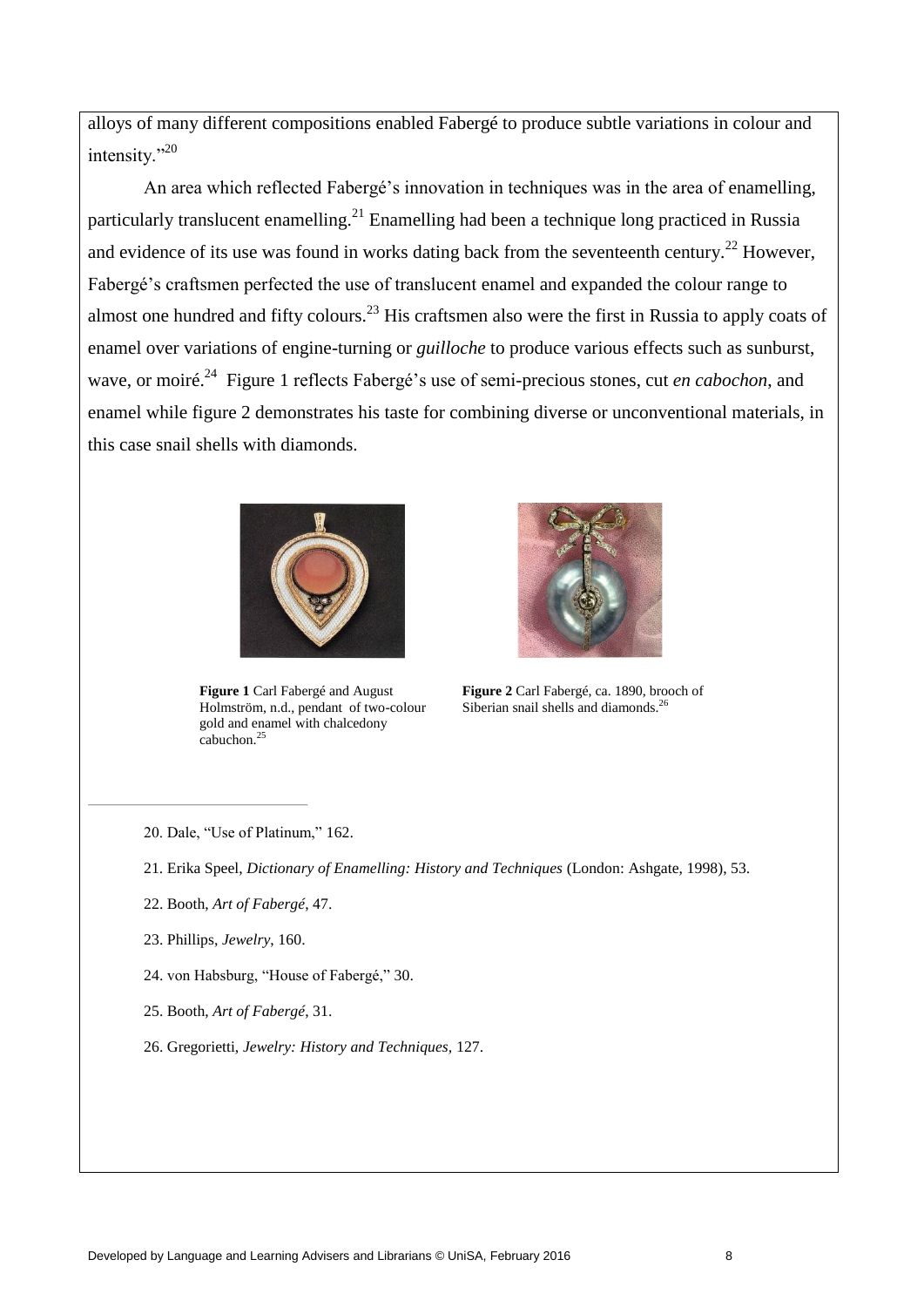alloys of many different compositions enabled Fabergé to produce subtle variations in colour and intensity."[20]

An area which reflected Fabergé's innovation in techniques was in the area of enamelling, particularly translucent enamelling.[21] Enamelling had been a technique long practiced in Russia and evidence of its use was found in works dating back from the seventeenth century.[22] However, Fabergé's craftsmen perfected the use of translucent enamel and expanded the colour range to almost one hundred and fifty colours.[23] His craftsmen also were the first in Russia to apply coats of enamel over variations of engine-turning or *guilloche* to produce various effects such as sunburst, wave, or moiré.[24] Figure 1 reflects Fabergé's use of semi-precious stones, cut *en cabochon*, and enamel while figure 2 demonstrates his taste for combining diverse or unconventional materials, in this case snail shells with diamonds.

**Figure 1** Carl Fabergé and August Holmström, n.d., pendant of two-colour gold and enamel with chalcedony cabuchon.[25]

**Figure 2** Carl Fabergé, ca. 1890, brooch of Siberian snail shells and diamonds.[26]

---

20. Dale, "Use of Platinum," 162.

21. Erika Speel, *Dictionary of Enamelling: History and Techniques* (London: Ashgate, 1998), 53.

22. Booth, *Art of Fabergé*, 47.

23. Phillips, *Jewelry*, 160.

24. von Habsburg, "House of Fabergé," 30.

25. Booth, *Art of Fabergé*, 31.

26. Gregorietti, *Jewelry: History and Techniques*, 127.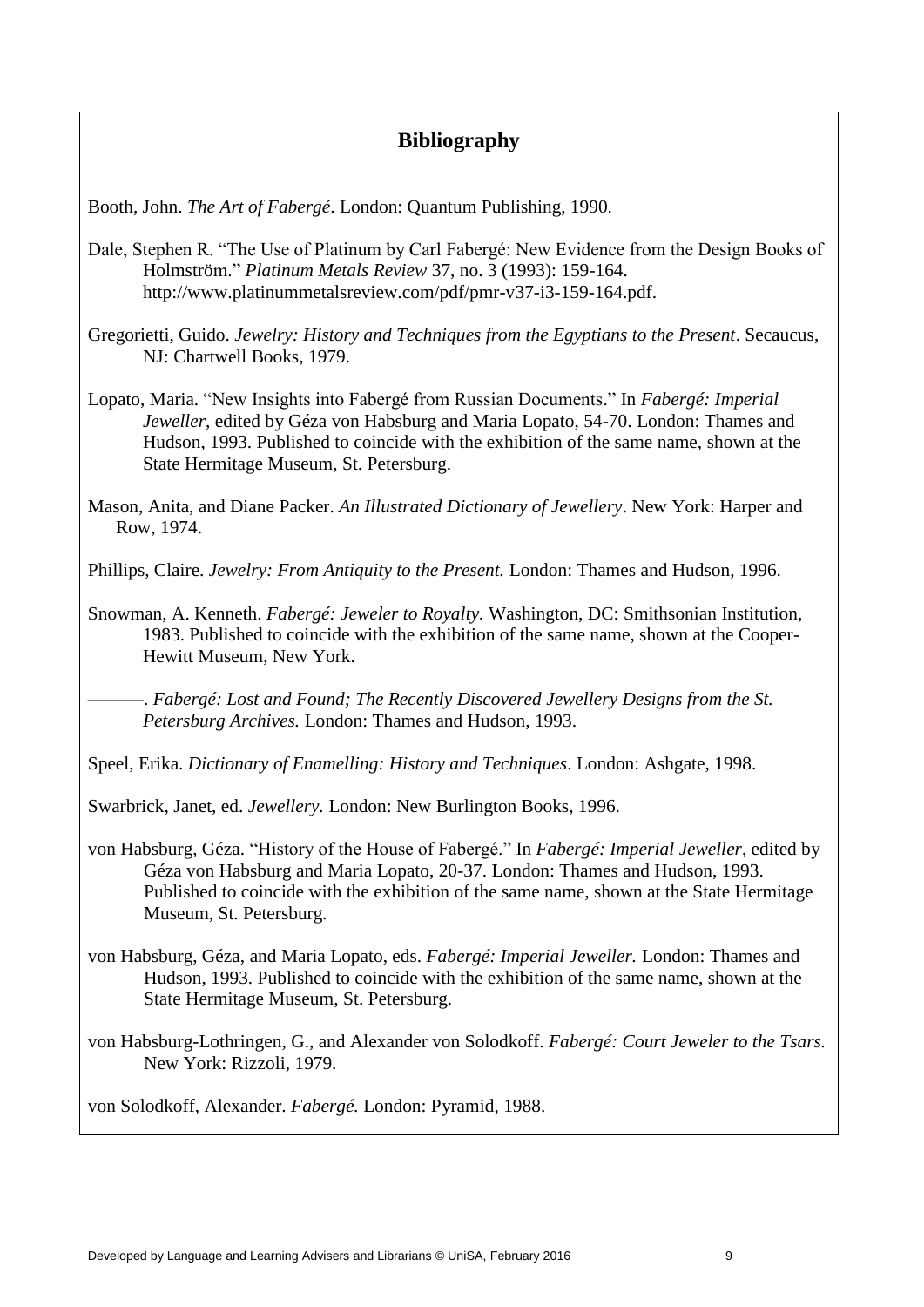## Bibliography

Booth, John. *The Art of Fabergé*. London: Quantum Publishing, 1990.

Dale, Stephen R. "The Use of Platinum by Carl Fabergé: New Evidence from the Design Books of Holmström." *Platinum Metals Review* 37, no. 3 (1993): 159-164. http://www.platinummetalsreview.com/pdf/pmr-v37-i3-159-164.pdf.

Gregorietti, Guido. *Jewelry: History and Techniques from the Egyptians to the Present*. Secaucus, NJ: Chartwell Books, 1979.

Lopato, Maria. "New Insights into Fabergé from Russian Documents." In *Fabergé: Imperial Jeweller*, edited by Géza von Habsburg and Maria Lopato, 54-70. London: Thames and Hudson, 1993. Published to coincide with the exhibition of the same name, shown at the State Hermitage Museum, St. Petersburg.

Mason, Anita, and Diane Packer. *An Illustrated Dictionary of Jewellery*. New York: Harper and Row, 1974.

Phillips, Claire. *Jewelry: From Antiquity to the Present.* London: Thames and Hudson, 1996.

Snowman, A. Kenneth. *Fabergé: Jeweler to Royalty.* Washington, DC: Smithsonian Institution, 1983. Published to coincide with the exhibition of the same name, shown at the Cooper-Hewitt Museum, New York.

———. *Fabergé: Lost and Found; The Recently Discovered Jewellery Designs from the St. Petersburg Archives.* London: Thames and Hudson, 1993.

Speel, Erika. *Dictionary of Enamelling: History and Techniques*. London: Ashgate, 1998.

Swarbrick, Janet, ed. *Jewellery.* London: New Burlington Books, 1996.

von Habsburg, Géza. "History of the House of Fabergé." In *Fabergé: Imperial Jeweller*, edited by Géza von Habsburg and Maria Lopato, 20-37. London: Thames and Hudson, 1993. Published to coincide with the exhibition of the same name, shown at the State Hermitage Museum, St. Petersburg.

von Habsburg, Géza, and Maria Lopato, eds. *Fabergé: Imperial Jeweller.* London: Thames and Hudson, 1993. Published to coincide with the exhibition of the same name, shown at the State Hermitage Museum, St. Petersburg.

von Habsburg-Lothringen, G., and Alexander von Solodkoff. *Fabergé: Court Jeweler to the Tsars.* New York: Rizzoli, 1979.

von Solodkoff, Alexander. *Fabergé.* London: Pyramid, 1988.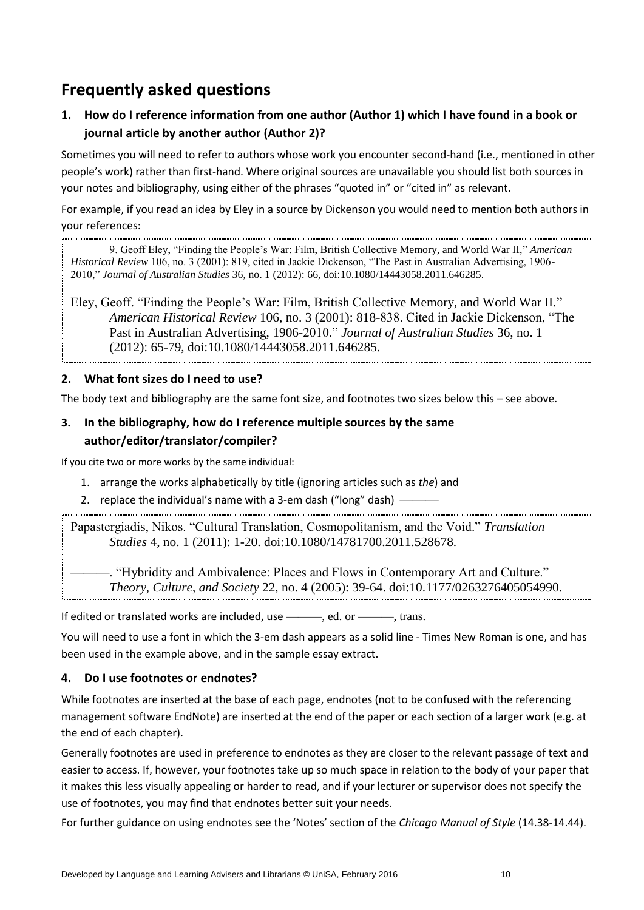## Frequently asked questions

### 1. How do I reference information from one author (Author 1) which I have found in a book or journal article by another author (Author 2)?

Sometimes you will need to refer to authors whose work you encounter second-hand (i.e., mentioned in other people's work) rather than first-hand. Where original sources are unavailable you should list both sources in your notes and bibliography, using either of the phrases "quoted in" or "cited in" as relevant.

For example, if you read an idea by Eley in a source by Dickenson you would need to mention both authors in your references:

> 9. Geoff Eley, "Finding the People's War: Film, British Collective Memory, and World War II," *American Historical Review* 106, no. 3 (2001): 819, cited in Jackie Dickenson, "The Past in Australian Advertising, 1906-2010," *Journal of Australian Studies* 36, no. 1 (2012): 66, doi:10.1080/14443058.2011.646285.
>
> Eley, Geoff. "Finding the People's War: Film, British Collective Memory, and World War II." *American Historical Review* 106, no. 3 (2001): 818-838. Cited in Jackie Dickenson, "The Past in Australian Advertising, 1906-2010." *Journal of Australian Studies* 36, no. 1 (2012): 65-79, doi:10.1080/14443058.2011.646285.

### 2. What font sizes do I need to use?

The body text and bibliography are the same font size, and footnotes two sizes below this – see above.

### 3. In the bibliography, how do I reference multiple sources by the same author/editor/translator/compiler?

If you cite two or more works by the same individual:

1. arrange the works alphabetically by title (ignoring articles such as *the*) and
2. replace the individual's name with a 3-em dash ("long" dash) ———

> Papastergiadis, Nikos. "Cultural Translation, Cosmopolitanism, and the Void." *Translation Studies* 4, no. 1 (2011): 1-20. doi:10.1080/14781700.2011.528678.
>
> ———. "Hybridity and Ambivalence: Places and Flows in Contemporary Art and Culture." *Theory, Culture, and Society* 22, no. 4 (2005): 39-64. doi:10.1177/0263276405054990.

If edited or translated works are included, use ———, ed. or ———, trans.

You will need to use a font in which the 3-em dash appears as a solid line - Times New Roman is one, and has been used in the example above, and in the sample essay extract.

### 4. Do I use footnotes or endnotes?

While footnotes are inserted at the base of each page, endnotes (not to be confused with the referencing management software EndNote) are inserted at the end of the paper or each section of a larger work (e.g. at the end of each chapter).

Generally footnotes are used in preference to endnotes as they are closer to the relevant passage of text and easier to access. If, however, your footnotes take up so much space in relation to the body of your paper that it makes this less visually appealing or harder to read, and if your lecturer or supervisor does not specify the use of footnotes, you may find that endnotes better suit your needs.

For further guidance on using endnotes see the 'Notes' section of the *Chicago Manual of Style* (14.38-14.44).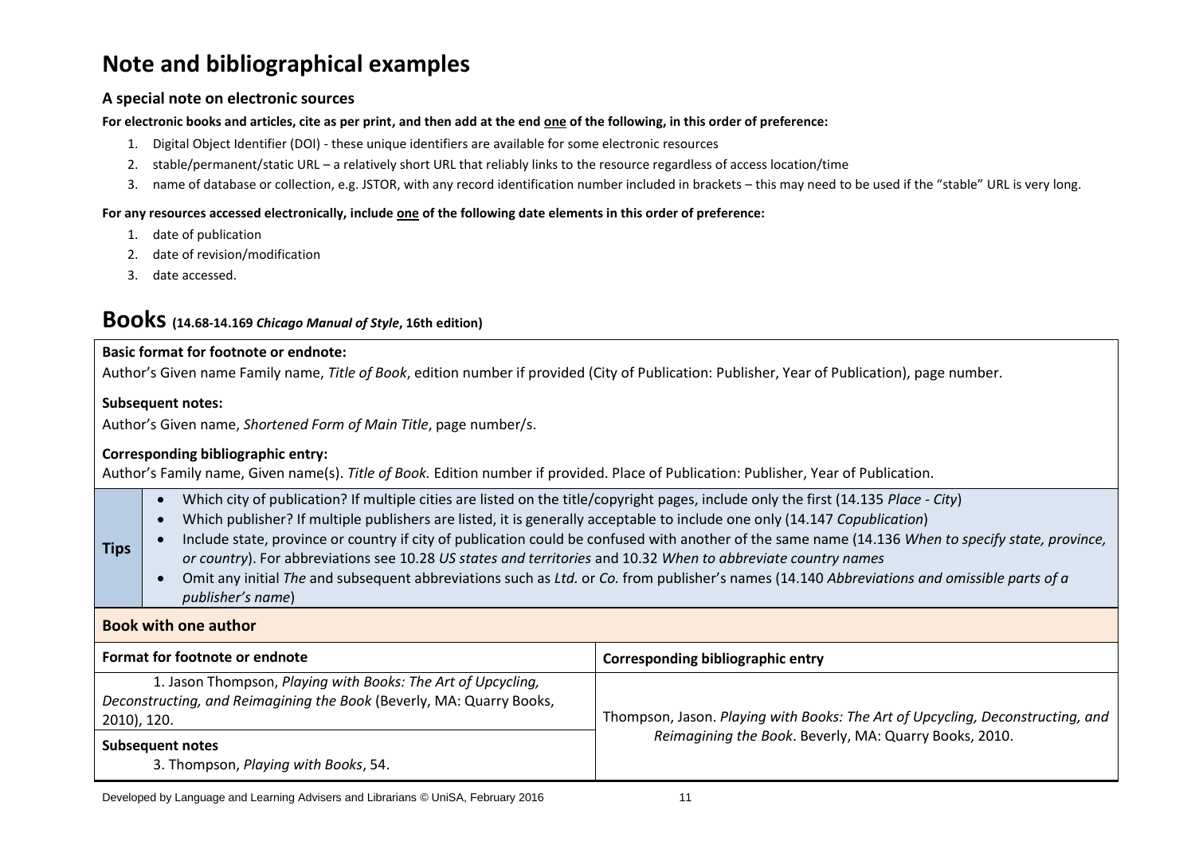# Note and bibliographical examples

### A special note on electronic sources

**For electronic books and articles, cite as per print, and then add at the end one of the following, in this order of preference:**

1. Digital Object Identifier (DOI) - these unique identifiers are available for some electronic resources
2. stable/permanent/static URL – a relatively short URL that reliably links to the resource regardless of access location/time
3. name of database or collection, e.g. JSTOR, with any record identification number included in brackets – this may need to be used if the "stable" URL is very long.

**For any resources accessed electronically, include one of the following date elements in this order of preference:**

1. date of publication
2. date of revision/modification
3. date accessed.

## Books (14.68-14.169 *Chicago Manual of Style*, 16th edition)

**Basic format for footnote or endnote:**
Author's Given name Family name, *Title of Book*, edition number if provided (City of Publication: Publisher, Year of Publication), page number.

**Subsequent notes:**
Author's Given name, *Shortened Form of Main Title*, page number/s.

**Corresponding bibliographic entry:**
Author's Family name, Given name(s). *Title of Book.* Edition number if provided. Place of Publication: Publisher, Year of Publication.

**Tips**

- Which city of publication? If multiple cities are listed on the title/copyright pages, include only the first (14.135 *Place - City*)
- Which publisher? If multiple publishers are listed, it is generally acceptable to include one only (14.147 *Copublication*)
- Include state, province or country if city of publication could be confused with another of the same name (14.136 *When to specify state, province, or country*). For abbreviations see 10.28 *US states and territories* and 10.32 *When to abbreviate country names*
- Omit any initial *The* and subsequent abbreviations such as *Ltd.* or *Co.* from publisher's names (14.140 *Abbreviations and omissible parts of a publisher's name*)

### Book with one author

| Format for footnote or endnote | Corresponding bibliographic entry |
|---|---|
| 1. Jason Thompson, *Playing with Books: The Art of Upcycling, Deconstructing, and Reimagining the Book* (Beverly, MA: Quarry Books, 2010), 120. | Thompson, Jason. *Playing with Books: The Art of Upcycling, Deconstructing, and Reimagining the Book*. Beverly, MA: Quarry Books, 2010. |
| **Subsequent notes**<br>3. Thompson, *Playing with Books*, 54. | |

Developed by Language and Learning Advisers and Librarians © UniSA, February 2016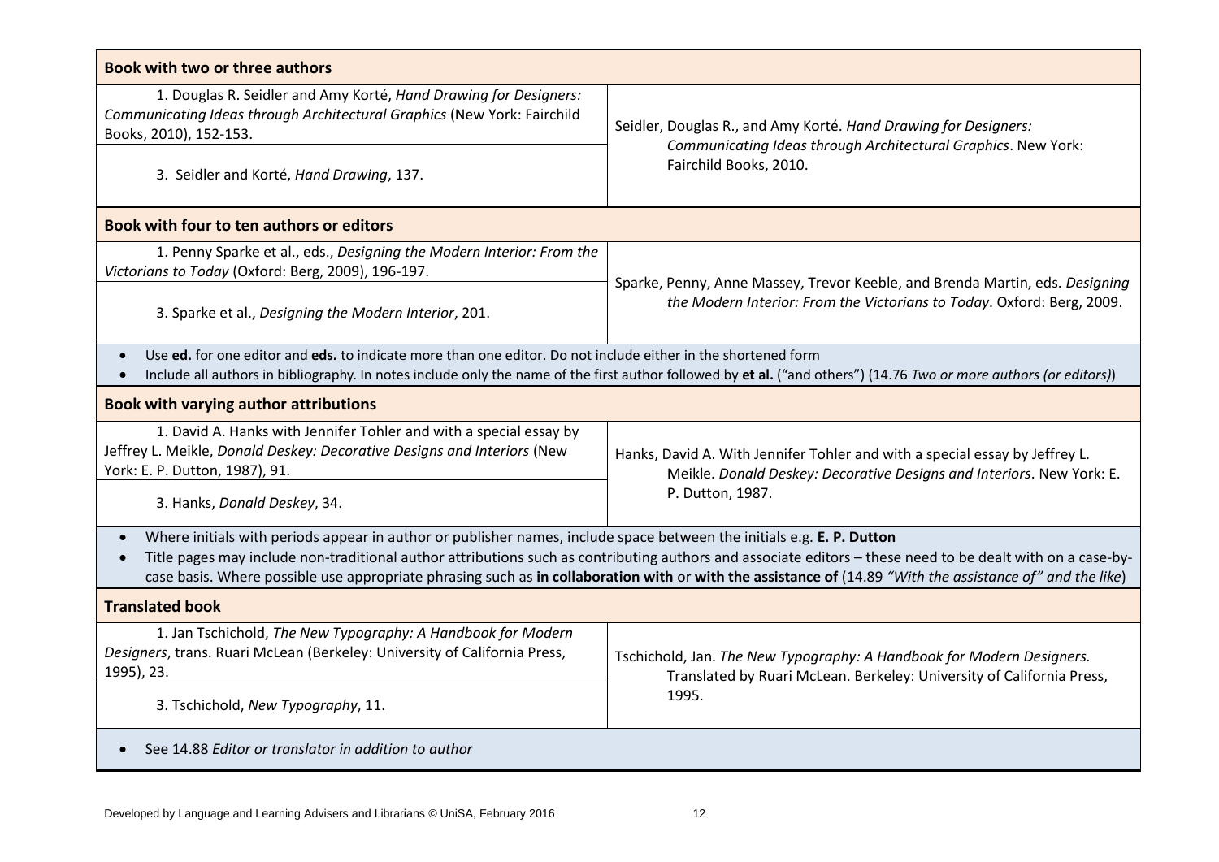| **Book with two or three authors** | |
|---|---|
| 1. Douglas R. Seidler and Amy Korté, *Hand Drawing for Designers: Communicating Ideas through Architectural Graphics* (New York: Fairchild Books, 2010), 152-153. | Seidler, Douglas R., and Amy Korté. *Hand Drawing for Designers: Communicating Ideas through Architectural Graphics*. New York: Fairchild Books, 2010. |
| 3. Seidler and Korté, *Hand Drawing*, 137. | |

| **Book with four to ten authors or editors** | |
|---|---|
| 1. Penny Sparke et al., eds., *Designing the Modern Interior: From the Victorians to Today* (Oxford: Berg, 2009), 196-197. | Sparke, Penny, Anne Massey, Trevor Keeble, and Brenda Martin, eds. *Designing the Modern Interior: From the Victorians to Today*. Oxford: Berg, 2009. |
| 3. Sparke et al., *Designing the Modern Interior*, 201. | |

- Use **ed.** for one editor and **eds.** to indicate more than one editor. Do not include either in the shortened form
- Include all authors in bibliography. In notes include only the name of the first author followed by **et al.** ("and others") (14.76 *Two or more authors (or editors)*)

| **Book with varying author attributions** | |
|---|---|
| 1. David A. Hanks with Jennifer Tohler and with a special essay by Jeffrey L. Meikle, *Donald Deskey: Decorative Designs and Interiors* (New York: E. P. Dutton, 1987), 91. | Hanks, David A. With Jennifer Tohler and with a special essay by Jeffrey L. Meikle. *Donald Deskey: Decorative Designs and Interiors*. New York: E. P. Dutton, 1987. |
| 3. Hanks, *Donald Deskey*, 34. | |

- Where initials with periods appear in author or publisher names, include space between the initials e.g. **E. P. Dutton**
- Title pages may include non-traditional author attributions such as contributing authors and associate editors – these need to be dealt with on a case-by-case basis. Where possible use appropriate phrasing such as **in collaboration with** or **with the assistance of** (14.89 *"With the assistance of" and the like*)

| **Translated book** | |
|---|---|
| 1. Jan Tschichold, *The New Typography: A Handbook for Modern Designers*, trans. Ruari McLean (Berkeley: University of California Press, 1995), 23. | Tschichold, Jan. *The New Typography: A Handbook for Modern Designers.* Translated by Ruari McLean. Berkeley: University of California Press, 1995. |
| 3. Tschichold, *New Typography*, 11. | |

- See 14.88 *Editor or translator in addition to author*

Developed by Language and Learning Advisers and Librarians © UniSA, February 2016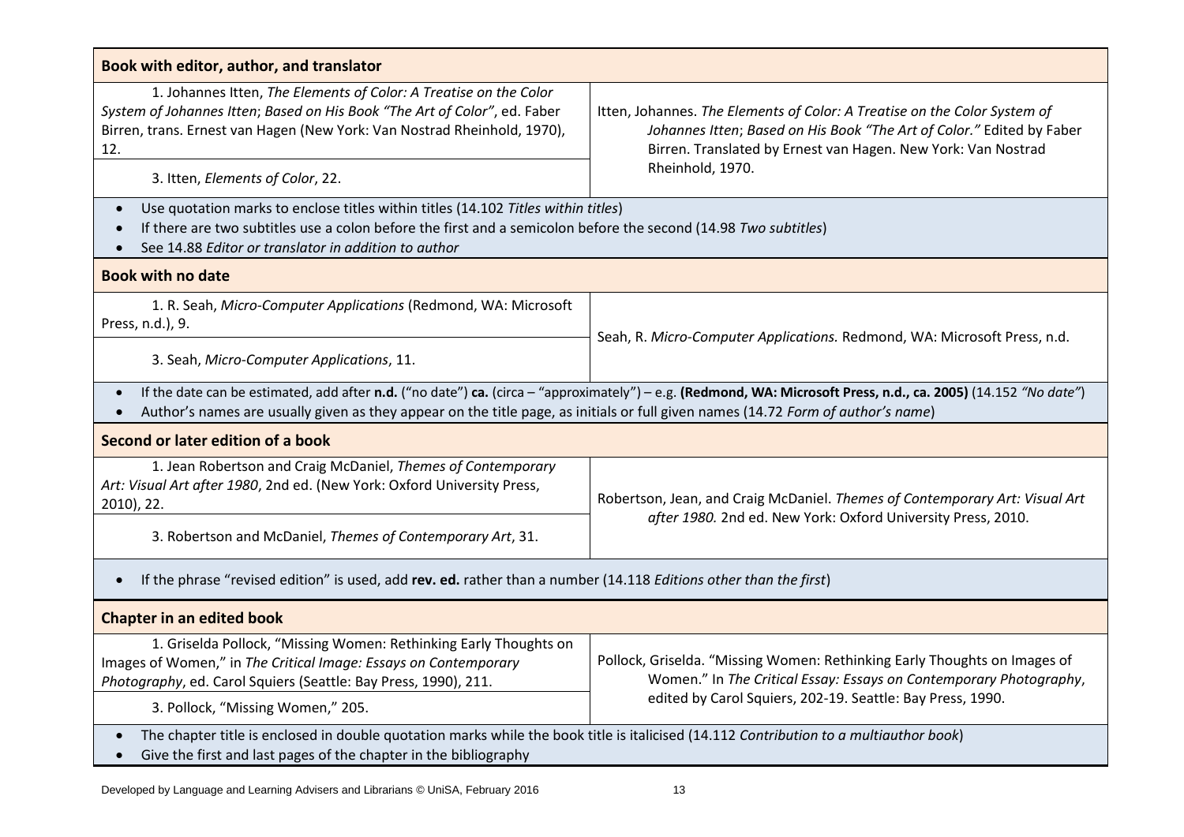### Book with editor, author, and translator

| Notes | Bibliography |
|---|---|
| 1. Johannes Itten, *The Elements of Color: A Treatise on the Color System of Johannes Itten*; *Based on His Book "The Art of Color"*, ed. Faber Birren, trans. Ernest van Hagen (New York: Van Nostrad Rheinhold, 1970), 12.<br><br>3. Itten, *Elements of Color*, 22. | Itten, Johannes. *The Elements of Color: A Treatise on the Color System of Johannes Itten*; *Based on His Book "The Art of Color."* Edited by Faber Birren. Translated by Ernest van Hagen. New York: Van Nostrad Rheinhold, 1970. |

- Use quotation marks to enclose titles within titles (14.102 *Titles within titles*)
- If there are two subtitles use a colon before the first and a semicolon before the second (14.98 *Two subtitles*)
- See 14.88 *Editor or translator in addition to author*

### Book with no date

| Notes | Bibliography |
|---|---|
| 1. R. Seah, *Micro-Computer Applications* (Redmond, WA: Microsoft Press, n.d.), 9.<br><br>3. Seah, *Micro-Computer Applications*, 11. | Seah, R. *Micro-Computer Applications.* Redmond, WA: Microsoft Press, n.d. |

- If the date can be estimated, add after **n.d.** ("no date") **ca.** (circa – "approximately") – e.g. **(Redmond, WA: Microsoft Press, n.d., ca. 2005)** (14.152 *"No date"*)
- Author's names are usually given as they appear on the title page, as initials or full given names (14.72 *Form of author's name*)

### Second or later edition of a book

| Notes | Bibliography |
|---|---|
| 1. Jean Robertson and Craig McDaniel, *Themes of Contemporary Art: Visual Art after 1980*, 2nd ed. (New York: Oxford University Press, 2010), 22.<br><br>3. Robertson and McDaniel, *Themes of Contemporary Art*, 31. | Robertson, Jean, and Craig McDaniel. *Themes of Contemporary Art: Visual Art after 1980.* 2nd ed. New York: Oxford University Press, 2010. |

- If the phrase "revised edition" is used, add **rev. ed.** rather than a number (14.118 *Editions other than the first*)

### Chapter in an edited book

| Notes | Bibliography |
|---|---|
| 1. Griselda Pollock, "Missing Women: Rethinking Early Thoughts on Images of Women," in *The Critical Image: Essays on Contemporary Photography*, ed. Carol Squiers (Seattle: Bay Press, 1990), 211.<br><br>3. Pollock, "Missing Women," 205. | Pollock, Griselda. "Missing Women: Rethinking Early Thoughts on Images of Women." In *The Critical Essay: Essays on Contemporary Photography*, edited by Carol Squiers, 202-19. Seattle: Bay Press, 1990. |

- The chapter title is enclosed in double quotation marks while the book title is italicised (14.112 *Contribution to a multiauthor book*)
- Give the first and last pages of the chapter in the bibliography

Developed by Language and Learning Advisers and Librarians © UniSA, February 2016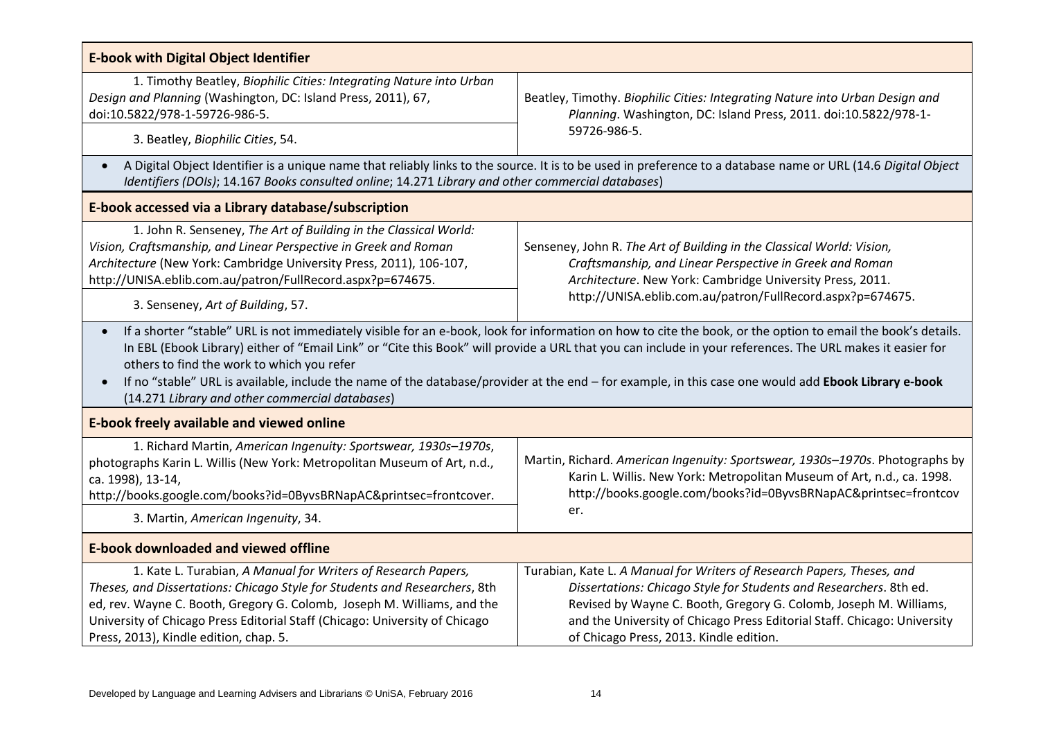**E-book with Digital Object Identifier**

| Notes | Bibliography |
|---|---|
| 1. Timothy Beatley, *Biophilic Cities: Integrating Nature into Urban Design and Planning* (Washington, DC: Island Press, 2011), 67, doi:10.5822/978-1-59726-986-5.<br><br>3. Beatley, *Biophilic Cities*, 54. | Beatley, Timothy. *Biophilic Cities: Integrating Nature into Urban Design and Planning*. Washington, DC: Island Press, 2011. doi:10.5822/978-1-59726-986-5. |

- A Digital Object Identifier is a unique name that reliably links to the source. It is to be used in preference to a database name or URL (14.6 *Digital Object Identifiers (DOIs)*; 14.167 *Books consulted online*; 14.271 *Library and other commercial databases*)

**E-book accessed via a Library database/subscription**

| Notes | Bibliography |
|---|---|
| 1. John R. Senseney, *The Art of Building in the Classical World: Vision, Craftsmanship, and Linear Perspective in Greek and Roman Architecture* (New York: Cambridge University Press, 2011), 106-107, http://UNISA.eblib.com.au/patron/FullRecord.aspx?p=674675.<br><br>3. Senseney, *Art of Building*, 57. | Senseney, John R. *The Art of Building in the Classical World: Vision, Craftsmanship, and Linear Perspective in Greek and Roman Architecture*. New York: Cambridge University Press, 2011. http://UNISA.eblib.com.au/patron/FullRecord.aspx?p=674675. |

- If a shorter "stable" URL is not immediately visible for an e-book, look for information on how to cite the book, or the option to email the book's details. In EBL (Ebook Library) either of "Email Link" or "Cite this Book" will provide a URL that you can include in your references. The URL makes it easier for others to find the work to which you refer
- If no "stable" URL is available, include the name of the database/provider at the end – for example, in this case one would add **Ebook Library e-book** (14.271 *Library and other commercial databases*)

**E-book freely available and viewed online**

| Notes | Bibliography |
|---|---|
| 1. Richard Martin, *American Ingenuity: Sportswear, 1930s–1970s*, photographs Karin L. Willis (New York: Metropolitan Museum of Art, n.d., ca. 1998), 13-14, http://books.google.com/books?id=0ByvsBRNapAC&printsec=frontcover.<br><br>3. Martin, *American Ingenuity*, 34. | Martin, Richard. *American Ingenuity: Sportswear, 1930s–1970s*. Photographs by Karin L. Willis. New York: Metropolitan Museum of Art, n.d., ca. 1998. http://books.google.com/books?id=0ByvsBRNapAC&printsec=frontcover. |

**E-book downloaded and viewed offline**

| Notes | Bibliography |
|---|---|
| 1. Kate L. Turabian, *A Manual for Writers of Research Papers, Theses, and Dissertations: Chicago Style for Students and Researchers*, 8th ed, rev. Wayne C. Booth, Gregory G. Colomb, Joseph M. Williams, and the University of Chicago Press Editorial Staff (Chicago: University of Chicago Press, 2013), Kindle edition, chap. 5. | Turabian, Kate L. *A Manual for Writers of Research Papers, Theses, and Dissertations: Chicago Style for Students and Researchers*. 8th ed. Revised by Wayne C. Booth, Gregory G. Colomb, Joseph M. Williams, and the University of Chicago Press Editorial Staff. Chicago: University of Chicago Press, 2013. Kindle edition. |

Developed by Language and Learning Advisers and Librarians © UniSA, February 2016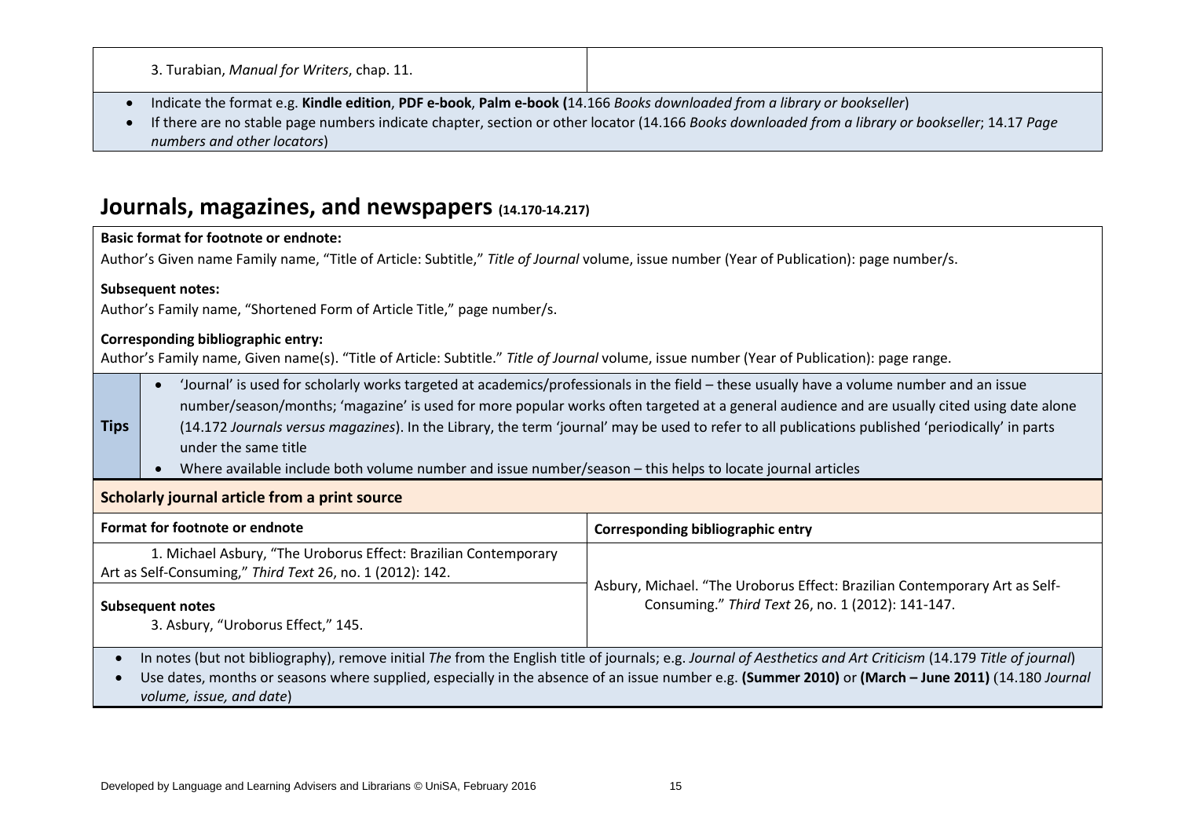| | |
|---|---|
| 3. Turabian, *Manual for Writers*, chap. 11. | |

- Indicate the format e.g. **Kindle edition**, **PDF e-book**, **Palm e-book (**14.166 *Books downloaded from a library or bookseller*)
- If there are no stable page numbers indicate chapter, section or other locator (14.166 *Books downloaded from a library or bookseller*; 14.17 *Page numbers and other locators*)

## Journals, magazines, and newspapers (14.170-14.217)

**Basic format for footnote or endnote:**
Author's Given name Family name, "Title of Article: Subtitle," *Title of Journal* volume, issue number (Year of Publication): page number/s.

**Subsequent notes:**
Author's Family name, "Shortened Form of Article Title," page number/s.

**Corresponding bibliographic entry:**
Author's Family name, Given name(s). "Title of Article: Subtitle." *Title of Journal* volume, issue number (Year of Publication): page range.

**Tips**

- 'Journal' is used for scholarly works targeted at academics/professionals in the field – these usually have a volume number and an issue number/season/months; 'magazine' is used for more popular works often targeted at a general audience and are usually cited using date alone (14.172 *Journals versus magazines*). In the Library, the term 'journal' may be used to refer to all publications published 'periodically' in parts under the same title
- Where available include both volume number and issue number/season – this helps to locate journal articles

### Scholarly journal article from a print source

| Format for footnote or endnote | Corresponding bibliographic entry |
|---|---|
| 1. Michael Asbury, "The Uroborus Effect: Brazilian Contemporary Art as Self-Consuming," *Third Text* 26, no. 1 (2012): 142.<br><br>**Subsequent notes**<br>3. Asbury, "Uroborus Effect," 145. | Asbury, Michael. "The Uroborus Effect: Brazilian Contemporary Art as Self-Consuming." *Third Text* 26, no. 1 (2012): 141-147. |

- In notes (but not bibliography), remove initial *The* from the English title of journals; e.g. *Journal of Aesthetics and Art Criticism* (14.179 *Title of journal*)
- Use dates, months or seasons where supplied, especially in the absence of an issue number e.g. **(Summer 2010)** or **(March – June 2011)** (14.180 *Journal volume, issue, and date*)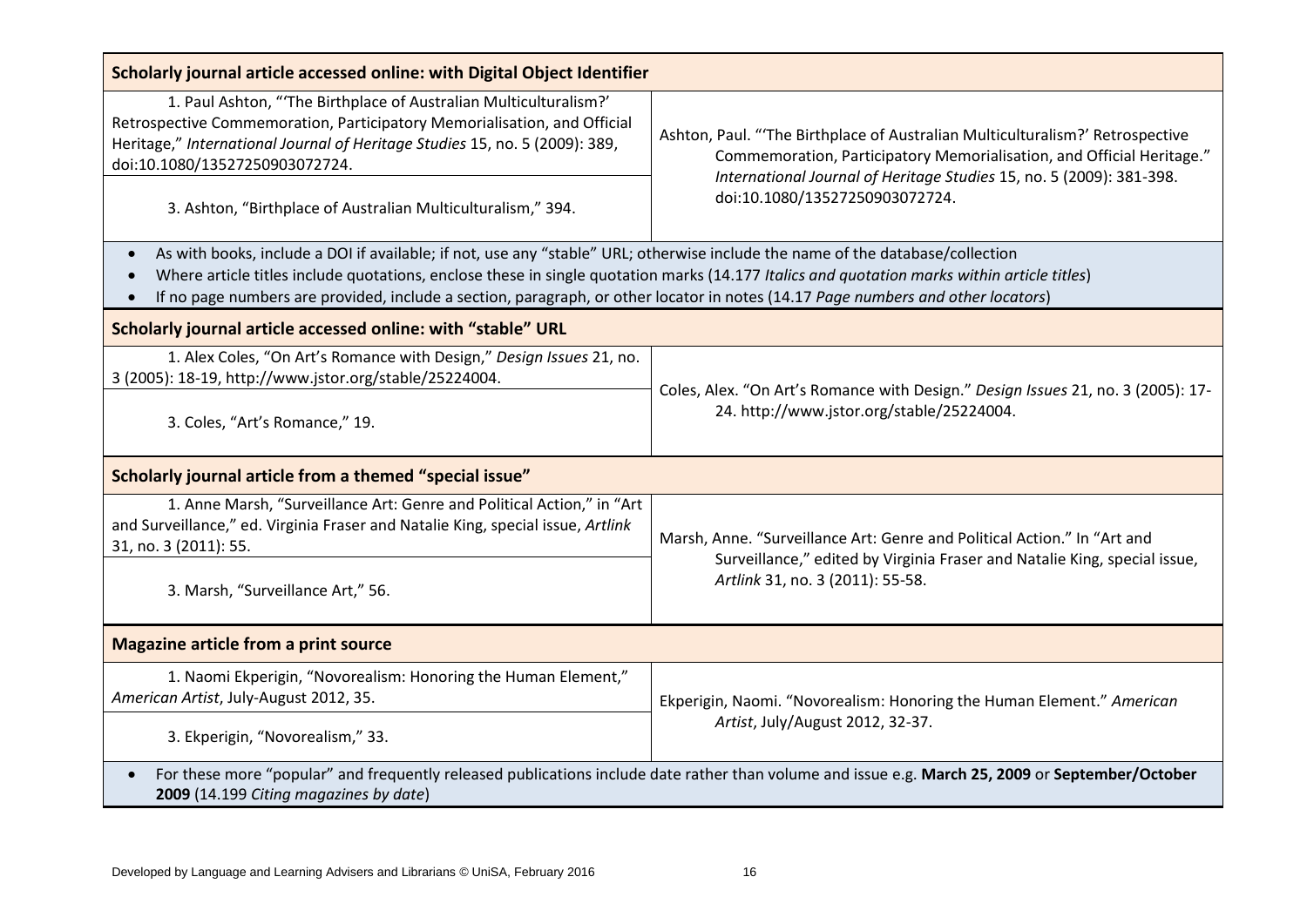| Notes | Bibliography |
|---|---|
| **Scholarly journal article accessed online: with Digital Object Identifier** | |
| 1. Paul Ashton, "'The Birthplace of Australian Multiculturalism?' Retrospective Commemoration, Participatory Memorialisation, and Official Heritage," *International Journal of Heritage Studies* 15, no. 5 (2009): 389, doi:10.1080/13527250903072724. | Ashton, Paul. "'The Birthplace of Australian Multiculturalism?' Retrospective Commemoration, Participatory Memorialisation, and Official Heritage." *International Journal of Heritage Studies* 15, no. 5 (2009): 381-398. doi:10.1080/13527250903072724. |
| 3. Ashton, "Birthplace of Australian Multiculturalism," 394. | |
| • As with books, include a DOI if available; if not, use any "stable" URL; otherwise include the name of the database/collection<br>• Where article titles include quotations, enclose these in single quotation marks (14.177 *Italics and quotation marks within article titles*)<br>• If no page numbers are provided, include a section, paragraph, or other locator in notes (14.17 *Page numbers and other locators*) | |
| **Scholarly journal article accessed online: with "stable" URL** | |
| 1. Alex Coles, "On Art's Romance with Design," *Design Issues* 21, no. 3 (2005): 18-19, http://www.jstor.org/stable/25224004. | Coles, Alex. "On Art's Romance with Design." *Design Issues* 21, no. 3 (2005): 17-24. http://www.jstor.org/stable/25224004. |
| 3. Coles, "Art's Romance," 19. | |
| **Scholarly journal article from a themed "special issue"** | |
| 1. Anne Marsh, "Surveillance Art: Genre and Political Action," in "Art and Surveillance," ed. Virginia Fraser and Natalie King, special issue, *Artlink* 31, no. 3 (2011): 55. | Marsh, Anne. "Surveillance Art: Genre and Political Action." In "Art and Surveillance," edited by Virginia Fraser and Natalie King, special issue, *Artlink* 31, no. 3 (2011): 55-58. |
| 3. Marsh, "Surveillance Art," 56. | |
| **Magazine article from a print source** | |
| 1. Naomi Ekperigin, "Novorealism: Honoring the Human Element," *American Artist*, July-August 2012, 35. | Ekperigin, Naomi. "Novorealism: Honoring the Human Element." *American Artist*, July/August 2012, 32-37. |
| 3. Ekperigin, "Novorealism," 33. | |
| • For these more "popular" and frequently released publications include date rather than volume and issue e.g. **March 25, 2009** or **September/October 2009** (14.199 *Citing magazines by date*) | |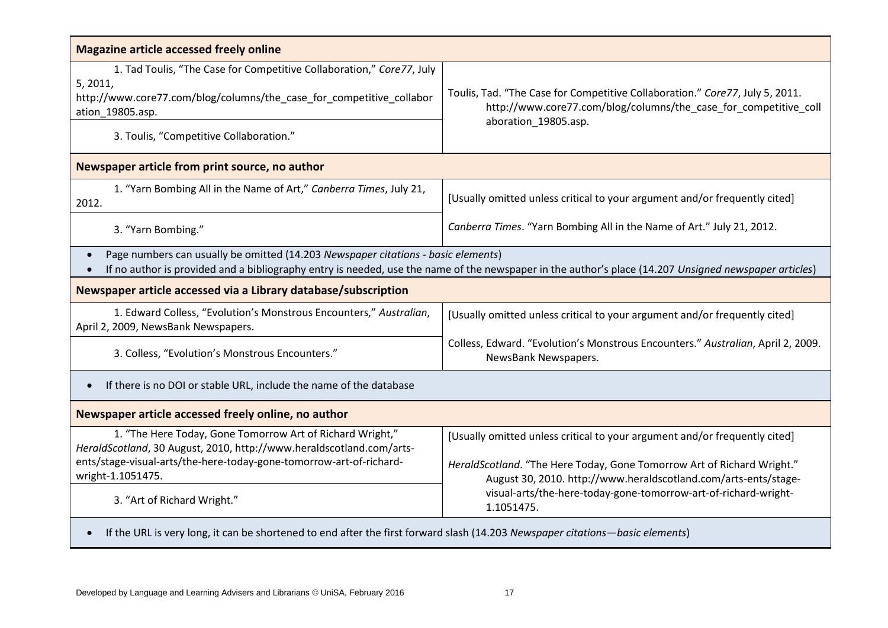| Magazine article accessed freely online | |
|---|---|
| 1. Tad Toulis, "The Case for Competitive Collaboration," *Core77*, July 5, 2011, http://www.core77.com/blog/columns/the_case_for_competitive_collaboration_19805.asp. | Toulis, Tad. "The Case for Competitive Collaboration." *Core77*, July 5, 2011. http://www.core77.com/blog/columns/the_case_for_competitive_collaboration_19805.asp. |
| 3. Toulis, "Competitive Collaboration." | |
| **Newspaper article from print source, no author** | |
| 1. "Yarn Bombing All in the Name of Art," *Canberra Times*, July 21, 2012. | [Usually omitted unless critical to your argument and/or frequently cited] |
| 3. "Yarn Bombing." | *Canberra Times*. "Yarn Bombing All in the Name of Art." July 21, 2012. |
| • Page numbers can usually be omitted (14.203 *Newspaper citations - basic elements*) <br> • If no author is provided and a bibliography entry is needed, use the name of the newspaper in the author's place (14.207 *Unsigned newspaper articles*) | |
| **Newspaper article accessed via a Library database/subscription** | |
| 1. Edward Colless, "Evolution's Monstrous Encounters," *Australian*, April 2, 2009, NewsBank Newspapers. | [Usually omitted unless critical to your argument and/or frequently cited] |
| 3. Colless, "Evolution's Monstrous Encounters." | Colless, Edward. "Evolution's Monstrous Encounters." *Australian*, April 2, 2009. NewsBank Newspapers. |
| • If there is no DOI or stable URL, include the name of the database | |
| **Newspaper article accessed freely online, no author** | |
| 1. "The Here Today, Gone Tomorrow Art of Richard Wright," *HeraldScotland*, 30 August, 2010, http://www.heraldscotland.com/arts-ents/stage-visual-arts/the-here-today-gone-tomorrow-art-of-richard-wright-1.1051475. | [Usually omitted unless critical to your argument and/or frequently cited] <br> *HeraldScotland*. "The Here Today, Gone Tomorrow Art of Richard Wright." August 30, 2010. http://www.heraldscotland.com/arts-ents/stage-visual-arts/the-here-today-gone-tomorrow-art-of-richard-wright-1.1051475. |
| 3. "Art of Richard Wright." | |
| • If the URL is very long, it can be shortened to end after the first forward slash (14.203 *Newspaper citations—basic elements*) | |

Developed by Language and Learning Advisers and Librarians © UniSA, February 2016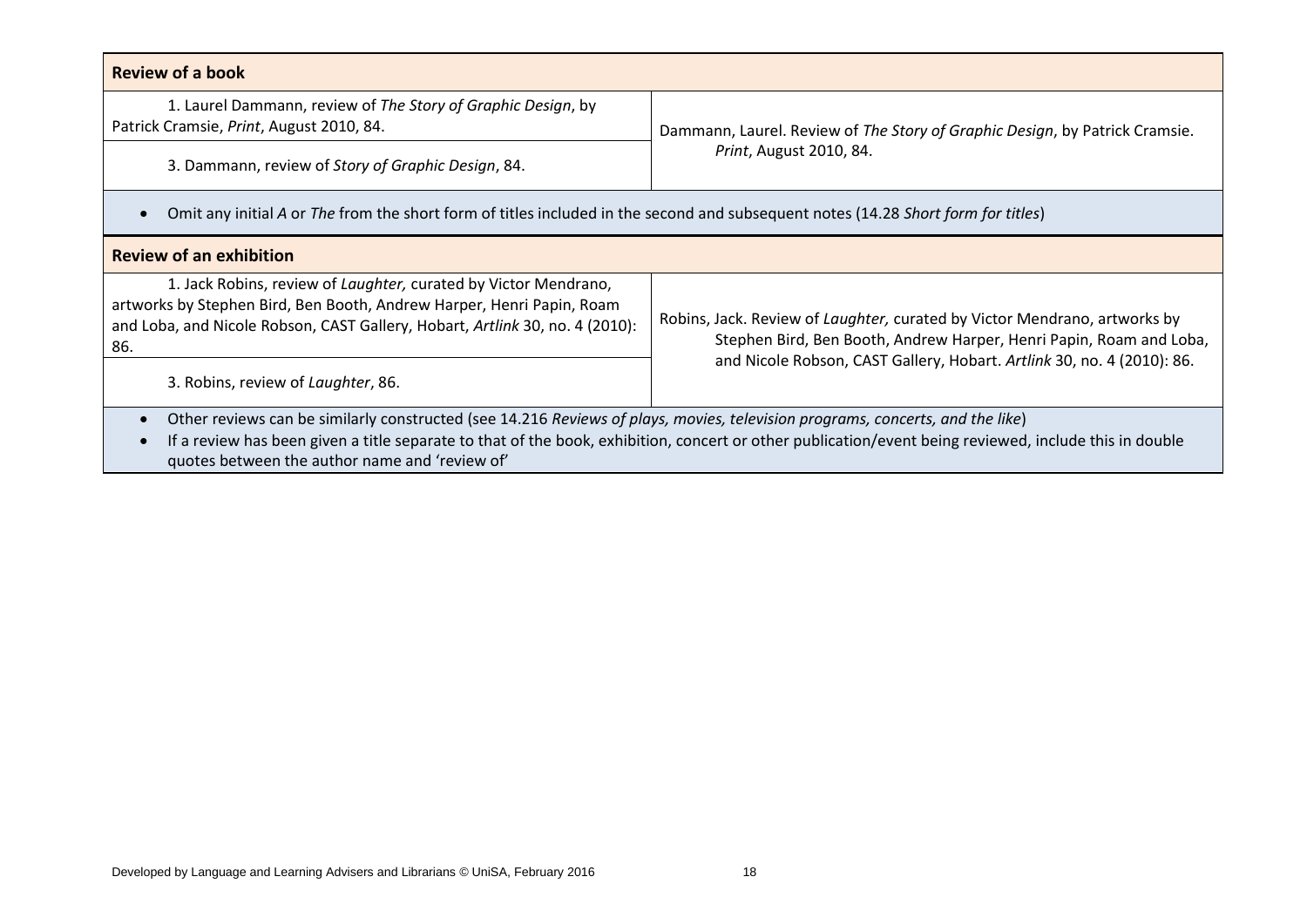| **Review of a book** | |
|---|---|
| 1. Laurel Dammann, review of *The Story of Graphic Design*, by Patrick Cramsie, *Print*, August 2010, 84. | Dammann, Laurel. Review of *The Story of Graphic Design*, by Patrick Cramsie. *Print*, August 2010, 84. |
| 3. Dammann, review of *Story of Graphic Design*, 84. | |

- Omit any initial *A* or *The* from the short form of titles included in the second and subsequent notes (14.28 *Short form for titles*)

| **Review of an exhibition** | |
|---|---|
| 1. Jack Robins, review of *Laughter,* curated by Victor Mendrano, artworks by Stephen Bird, Ben Booth, Andrew Harper, Henri Papin, Roam and Loba, and Nicole Robson, CAST Gallery, Hobart, *Artlink* 30, no. 4 (2010): 86. | Robins, Jack. Review of *Laughter,* curated by Victor Mendrano, artworks by Stephen Bird, Ben Booth, Andrew Harper, Henri Papin, Roam and Loba, and Nicole Robson, CAST Gallery, Hobart. *Artlink* 30, no. 4 (2010): 86. |
| 3. Robins, review of *Laughter*, 86. | |

- Other reviews can be similarly constructed (see 14.216 *Reviews of plays, movies, television programs, concerts, and the like*)
- If a review has been given a title separate to that of the book, exhibition, concert or other publication/event being reviewed, include this in double quotes between the author name and 'review of'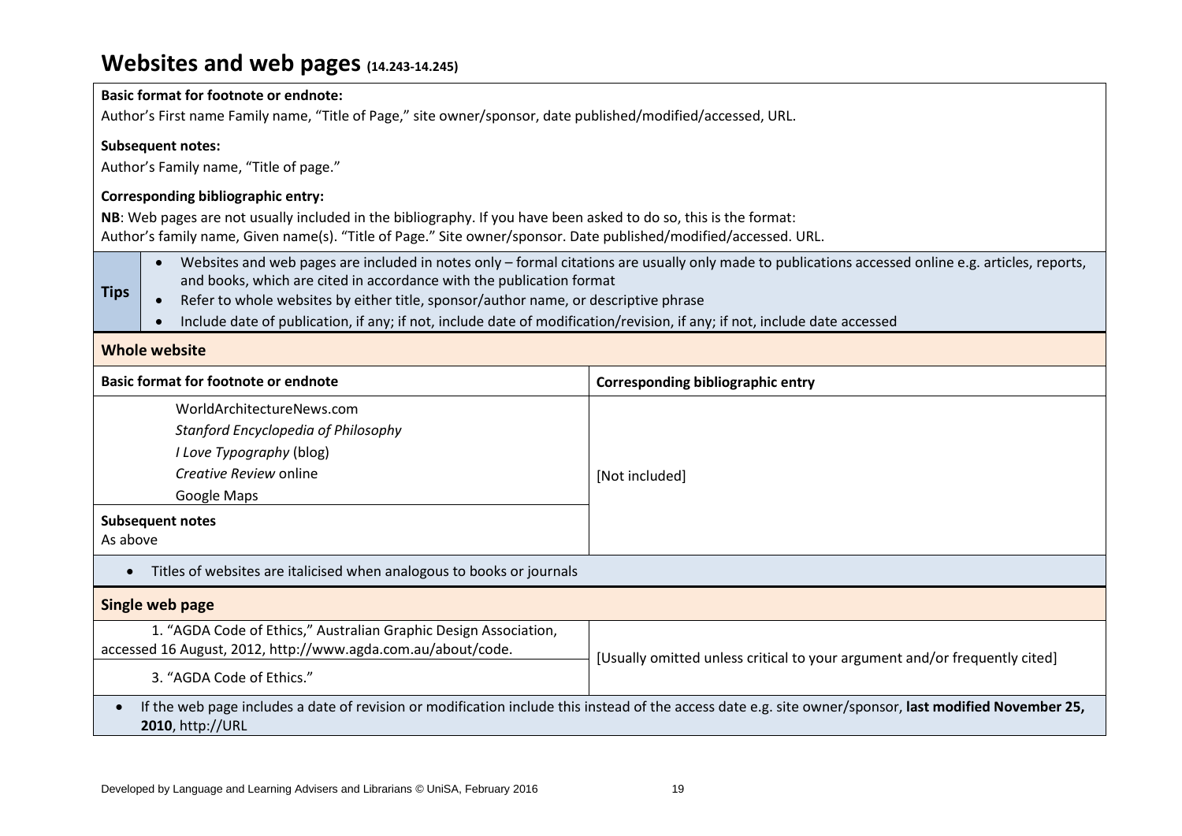# Websites and web pages (14.243-14.245)

**Basic format for footnote or endnote:**

Author's First name Family name, "Title of Page," site owner/sponsor, date published/modified/accessed, URL.

**Subsequent notes:**

Author's Family name, "Title of page."

**Corresponding bibliographic entry:**

**NB**: Web pages are not usually included in the bibliography. If you have been asked to do so, this is the format:

Author's family name, Given name(s). "Title of Page." Site owner/sponsor. Date published/modified/accessed. URL.

**Tips**

- Websites and web pages are included in notes only – formal citations are usually only made to publications accessed online e.g. articles, reports, and books, which are cited in accordance with the publication format
- Refer to whole websites by either title, sponsor/author name, or descriptive phrase
- Include date of publication, if any; if not, include date of modification/revision, if any; if not, include date accessed

## Whole website

| Basic format for footnote or endnote | Corresponding bibliographic entry |
|---|---|
| WorldArchitectureNews.com<br>*Stanford Encyclopedia of Philosophy*<br>*I Love Typography* (blog)<br>*Creative Review* online<br>Google Maps | [Not included] |
| **Subsequent notes**<br>As above | |

- Titles of websites are italicised when analogous to books or journals

## Single web page

| Basic format for footnote or endnote | Corresponding bibliographic entry |
|---|---|
| 1. "AGDA Code of Ethics," Australian Graphic Design Association, accessed 16 August, 2012, http://www.agda.com.au/about/code. | [Usually omitted unless critical to your argument and/or frequently cited] |
| 3. "AGDA Code of Ethics." | |

- If the web page includes a date of revision or modification include this instead of the access date e.g. site owner/sponsor, **last modified November 25, 2010**, http://URL

Developed by Language and Learning Advisers and Librarians © UniSA, February 2016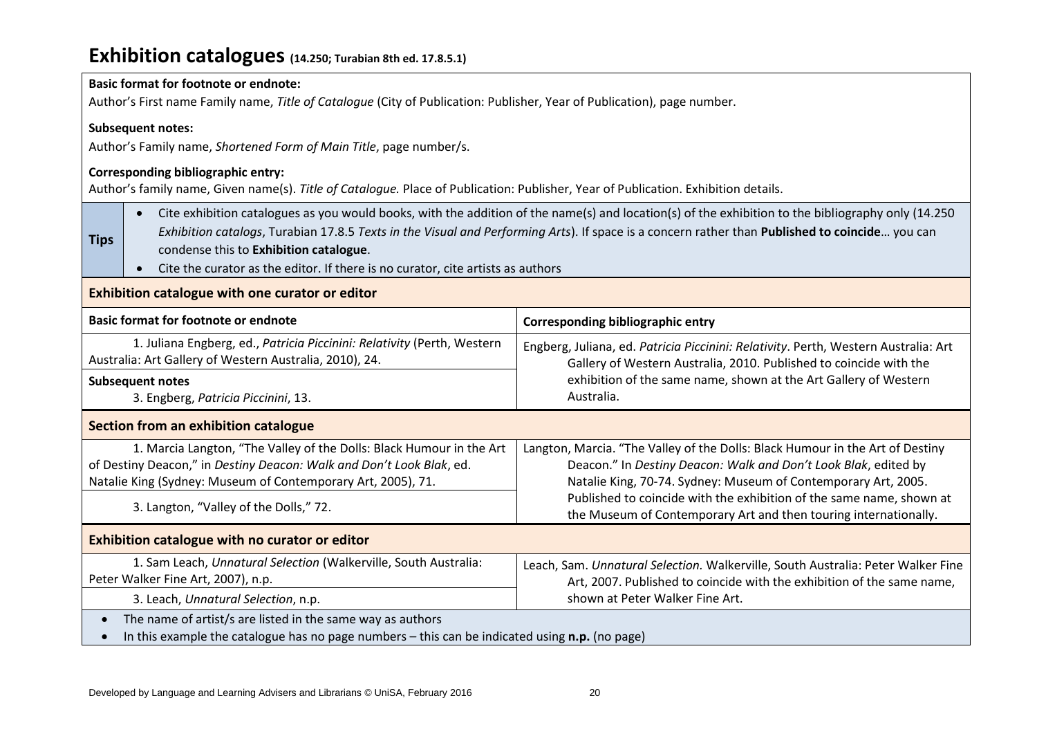# Exhibition catalogues (14.250; Turabian 8th ed. 17.8.5.1)

**Basic format for footnote or endnote:**

Author's First name Family name, *Title of Catalogue* (City of Publication: Publisher, Year of Publication), page number.

**Subsequent notes:**

Author's Family name, *Shortened Form of Main Title*, page number/s.

**Corresponding bibliographic entry:**

Author's family name, Given name(s). *Title of Catalogue.* Place of Publication: Publisher, Year of Publication. Exhibition details.

**Tips**

- Cite exhibition catalogues as you would books, with the addition of the name(s) and location(s) of the exhibition to the bibliography only (14.250 *Exhibition catalogs*, Turabian 17.8.5 *Texts in the Visual and Performing Arts*). If space is a concern rather than **Published to coincide**… you can condense this to **Exhibition catalogue**.
- Cite the curator as the editor. If there is no curator, cite artists as authors

## Exhibition catalogue with one curator or editor

| Basic format for footnote or endnote | Corresponding bibliographic entry |
|---|---|
| 1. Juliana Engberg, ed., *Patricia Piccinini: Relativity* (Perth, Western Australia: Art Gallery of Western Australia, 2010), 24.<br>**Subsequent notes**<br>3. Engberg, *Patricia Piccinini*, 13. | Engberg, Juliana, ed. *Patricia Piccinini: Relativity*. Perth, Western Australia: Art Gallery of Western Australia, 2010. Published to coincide with the exhibition of the same name, shown at the Art Gallery of Western Australia. |

## Section from an exhibition catalogue

| Basic format for footnote or endnote | Corresponding bibliographic entry |
|---|---|
| 1. Marcia Langton, "The Valley of the Dolls: Black Humour in the Art of Destiny Deacon," in *Destiny Deacon: Walk and Don't Look Blak*, ed. Natalie King (Sydney: Museum of Contemporary Art, 2005), 71.<br>3. Langton, "Valley of the Dolls," 72. | Langton, Marcia. "The Valley of the Dolls: Black Humour in the Art of Destiny Deacon." In *Destiny Deacon: Walk and Don't Look Blak*, edited by Natalie King, 70-74. Sydney: Museum of Contemporary Art, 2005. Published to coincide with the exhibition of the same name, shown at the Museum of Contemporary Art and then touring internationally. |

## Exhibition catalogue with no curator or editor

| Basic format for footnote or endnote | Corresponding bibliographic entry |
|---|---|
| 1. Sam Leach, *Unnatural Selection* (Walkerville, South Australia: Peter Walker Fine Art, 2007), n.p.<br>3. Leach, *Unnatural Selection*, n.p. | Leach, Sam. *Unnatural Selection.* Walkerville, South Australia: Peter Walker Fine Art, 2007. Published to coincide with the exhibition of the same name, shown at Peter Walker Fine Art. |

- The name of artist/s are listed in the same way as authors
- In this example the catalogue has no page numbers – this can be indicated using **n.p.** (no page)

Developed by Language and Learning Advisers and Librarians © UniSA, February 2016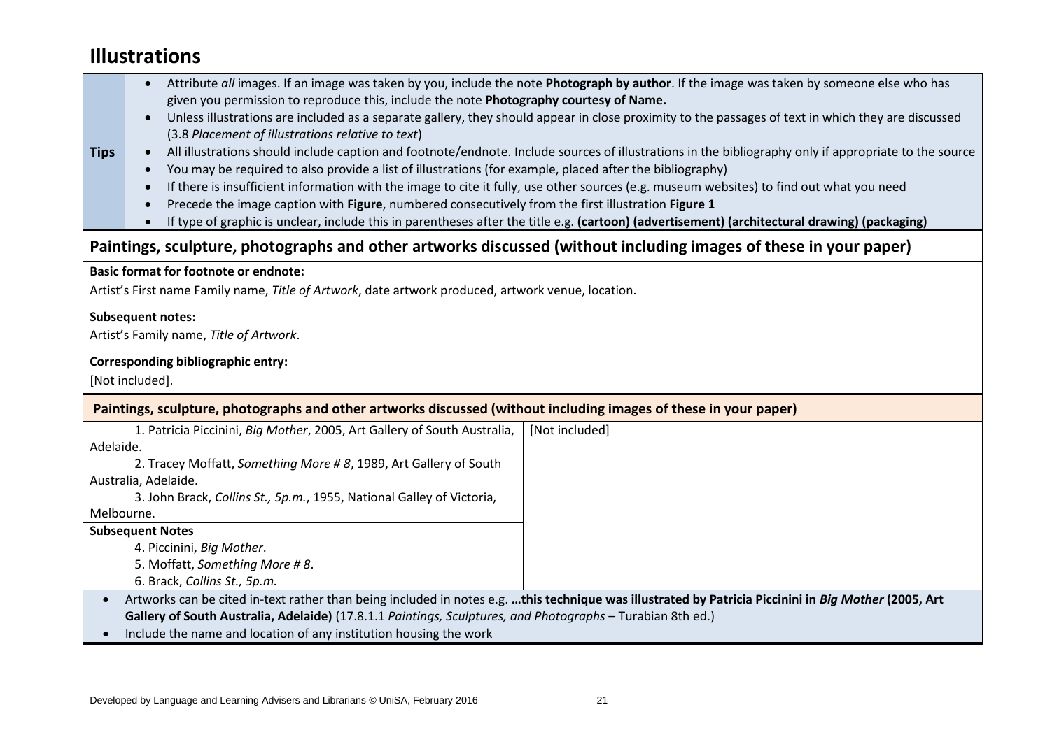# Illustrations

**Tips**

- Attribute *all* images. If an image was taken by you, include the note **Photograph by author**. If the image was taken by someone else who has given you permission to reproduce this, include the note **Photography courtesy of Name.**
- Unless illustrations are included as a separate gallery, they should appear in close proximity to the passages of text in which they are discussed (3.8 *Placement of illustrations relative to text*)
- All illustrations should include caption and footnote/endnote. Include sources of illustrations in the bibliography only if appropriate to the source
- You may be required to also provide a list of illustrations (for example, placed after the bibliography)
- If there is insufficient information with the image to cite it fully, use other sources (e.g. museum websites) to find out what you need
- Precede the image caption with **Figure**, numbered consecutively from the first illustration **Figure 1**
- If type of graphic is unclear, include this in parentheses after the title e.g. **(cartoon) (advertisement) (architectural drawing) (packaging)**

## Paintings, sculpture, photographs and other artworks discussed (without including images of these in your paper)

**Basic format for footnote or endnote:**

Artist's First name Family name, *Title of Artwork*, date artwork produced, artwork venue, location.

**Subsequent notes:**

Artist's Family name, *Title of Artwork*.

**Corresponding bibliographic entry:**

[Not included].

### Paintings, sculpture, photographs and other artworks discussed (without including images of these in your paper)

| | |
|---|---|
| 1. Patricia Piccinini, *Big Mother*, 2005, Art Gallery of South Australia, Adelaide.<br>2. Tracey Moffatt, *Something More # 8*, 1989, Art Gallery of South Australia, Adelaide.<br>3. John Brack, *Collins St., 5p.m.*, 1955, National Galley of Victoria, Melbourne. | [Not included] |
| **Subsequent Notes**<br>4. Piccinini, *Big Mother*.<br>5. Moffatt, *Something More # 8*.<br>6. Brack, *Collins St., 5p.m.* | |

- Artworks can be cited in-text rather than being included in notes e.g. **…this technique was illustrated by Patricia Piccinini in *Big Mother* (2005, Art Gallery of South Australia, Adelaide)** (17.8.1.1 *Paintings, Sculptures, and Photographs* – Turabian 8th ed.)
- Include the name and location of any institution housing the work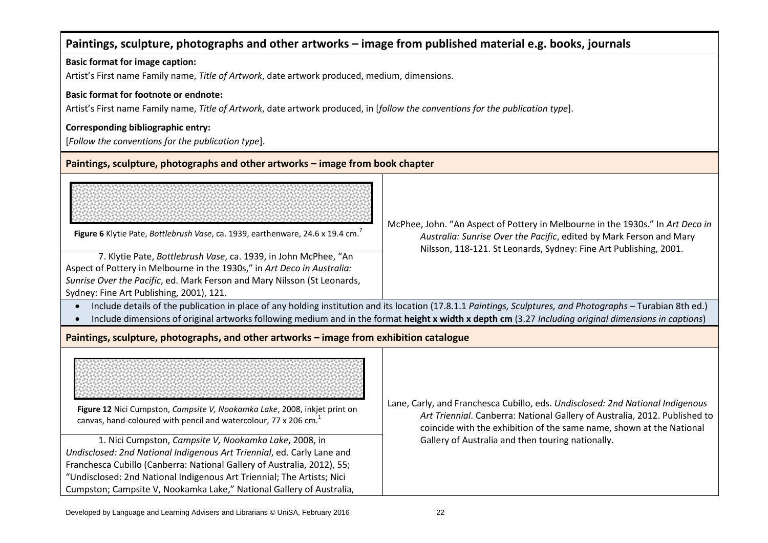## Paintings, sculpture, photographs and other artworks – image from published material e.g. books, journals

**Basic format for image caption:**

Artist's First name Family name, *Title of Artwork*, date artwork produced, medium, dimensions.

**Basic format for footnote or endnote:**

Artist's First name Family name, *Title of Artwork*, date artwork produced, in [*follow the conventions for the publication type*].

**Corresponding bibliographic entry:**

[*Follow the conventions for the publication type*].

### Paintings, sculpture, photographs and other artworks – image from book chapter

**Figure 6** Klytie Pate, *Bottlebrush Vase*, ca. 1939, earthenware, 24.6 x 19.4 cm.[7]

7. Klytie Pate, *Bottlebrush Vase*, ca. 1939, in John McPhee, "An Aspect of Pottery in Melbourne in the 1930s," in *Art Deco in Australia: Sunrise Over the Pacific*, ed. Mark Ferson and Mary Nilsson (St Leonards, Sydney: Fine Art Publishing, 2001), 121.

McPhee, John. "An Aspect of Pottery in Melbourne in the 1930s." In *Art Deco in Australia: Sunrise Over the Pacific*, edited by Mark Ferson and Mary Nilsson, 118-121. St Leonards, Sydney: Fine Art Publishing, 2001.

- Include details of the publication in place of any holding institution and its location (17.8.1.1 *Paintings, Sculptures, and Photographs* – Turabian 8th ed.)
- Include dimensions of original artworks following medium and in the format **height x width x depth cm** (3.27 *Including original dimensions in captions*)

### Paintings, sculpture, photographs, and other artworks – image from exhibition catalogue

**Figure 12** Nici Cumpston, *Campsite V, Nookamka Lake*, 2008, inkjet print on canvas, hand-coloured with pencil and watercolour, 77 x 206 cm.[1]

1. Nici Cumpston, *Campsite V, Nookamka Lake*, 2008, in *Undisclosed: 2nd National Indigenous Art Triennial*, ed. Carly Lane and Franchesca Cubillo (Canberra: National Gallery of Australia, 2012), 55; "Undisclosed: 2nd National Indigenous Art Triennial; The Artists; Nici Cumpston; Campsite V, Nookamka Lake," National Gallery of Australia,

Lane, Carly, and Franchesca Cubillo, eds. *Undisclosed: 2nd National Indigenous Art Triennial*. Canberra: National Gallery of Australia, 2012. Published to coincide with the exhibition of the same name, shown at the National Gallery of Australia and then touring nationally.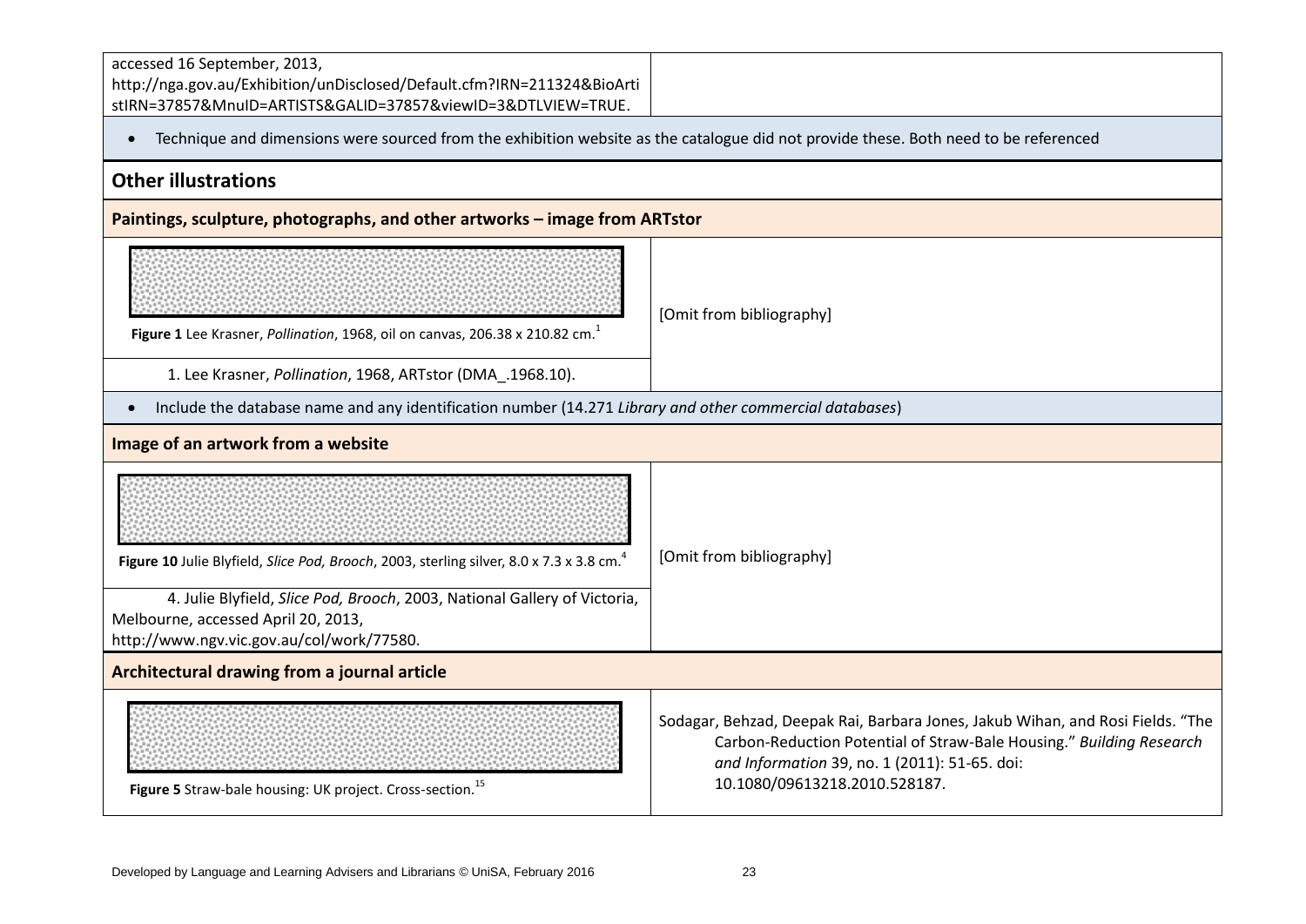| | |
|---|---|
| accessed 16 September, 2013, http://nga.gov.au/Exhibition/unDisclosed/Default.cfm?IRN=211324&BioArtistIRN=37857&MnuID=ARTISTS&GALID=37857&viewID=3&DTLVIEW=TRUE. | |

- Technique and dimensions were sourced from the exhibition website as the catalogue did not provide these. Both need to be referenced

## Other illustrations

### Paintings, sculpture, photographs, and other artworks – image from ARTstor

| | |
|---|---|
| **Figure 1** Lee Krasner, *Pollination*, 1968, oil on canvas, 206.38 x 210.82 cm.[1] | [Omit from bibliography] |
| 1. Lee Krasner, *Pollination*, 1968, ARTstor (DMA_.1968.10). | |

- Include the database name and any identification number (14.271 *Library and other commercial databases*)

### Image of an artwork from a website

| | |
|---|---|
| **Figure 10** Julie Blyfield, *Slice Pod, Brooch*, 2003, sterling silver, 8.0 x 7.3 x 3.8 cm.[4] | [Omit from bibliography] |
| 4. Julie Blyfield, *Slice Pod, Brooch*, 2003, National Gallery of Victoria, Melbourne, accessed April 20, 2013, http://www.ngv.vic.gov.au/col/work/77580. | |

### Architectural drawing from a journal article

| | |
|---|---|
| **Figure 5** Straw-bale housing: UK project. Cross-section.[15] | Sodagar, Behzad, Deepak Rai, Barbara Jones, Jakub Wihan, and Rosi Fields. "The Carbon-Reduction Potential of Straw-Bale Housing." *Building Research and Information* 39, no. 1 (2011): 51-65. doi: 10.1080/09613218.2010.528187. |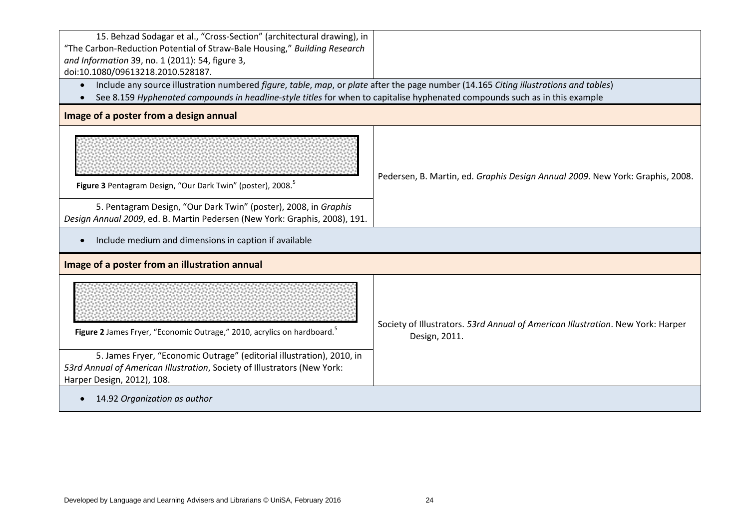| | |
|---|---|
| 15. Behzad Sodagar et al., "Cross-Section" (architectural drawing), in "The Carbon-Reduction Potential of Straw-Bale Housing," *Building Research and Information* 39, no. 1 (2011): 54, figure 3, doi:10.1080/09613218.2010.528187. | |

- Include any source illustration numbered *figure*, *table*, *map*, or *plate* after the page number (14.165 *Citing illustrations and tables*)
- See 8.159 *Hyphenated compounds in headline-style titles* for when to capitalise hyphenated compounds such as in this example

**Image of a poster from a design annual**

| | |
|---|---|
| **Figure 3** Pentagram Design, "Our Dark Twin" (poster), 2008.[5] | Pedersen, B. Martin, ed. *Graphis Design Annual 2009*. New York: Graphis, 2008. |
| 5. Pentagram Design, "Our Dark Twin" (poster), 2008, in *Graphis Design Annual 2009*, ed. B. Martin Pedersen (New York: Graphis, 2008), 191. | |

- Include medium and dimensions in caption if available

**Image of a poster from an illustration annual**

| | |
|---|---|
| **Figure 2** James Fryer, "Economic Outrage," 2010, acrylics on hardboard.[5] | Society of Illustrators. *53rd Annual of American Illustration*. New York: Harper Design, 2011. |
| 5. James Fryer, "Economic Outrage" (editorial illustration), 2010, in *53rd Annual of American Illustration*, Society of Illustrators (New York: Harper Design, 2012), 108. | |

- 14.92 *Organization as author*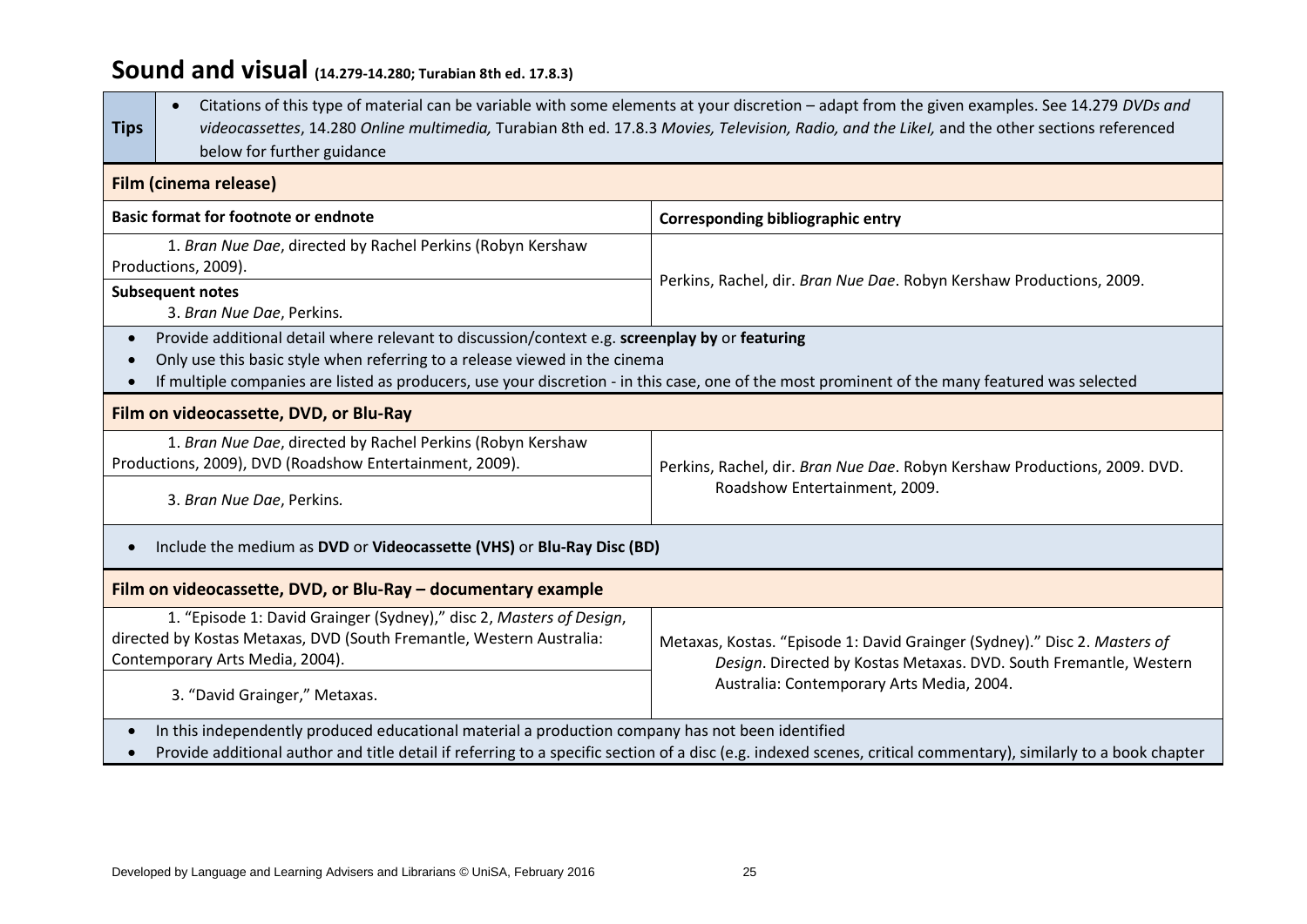## Sound and visual (14.279-14.280; Turabian 8th ed. 17.8.3)

| **Tips** | |
|---|---|
| | • Citations of this type of material can be variable with some elements at your discretion – adapt from the given examples. See 14.279 *DVDs and videocassettes*, 14.280 *Online multimedia,* Turabian 8th ed. 17.8.3 *Movies, Television, Radio, and the Likel,* and the other sections referenced below for further guidance |

### Film (cinema release)

| Basic format for footnote or endnote | Corresponding bibliographic entry |
|---|---|
| 1. *Bran Nue Dae*, directed by Rachel Perkins (Robyn Kershaw Productions, 2009). | Perkins, Rachel, dir. *Bran Nue Dae*. Robyn Kershaw Productions, 2009. |
| **Subsequent notes**<br>3. *Bran Nue Dae*, Perkins. | |

- Provide additional detail where relevant to discussion/context e.g. **screenplay by** or **featuring**
- Only use this basic style when referring to a release viewed in the cinema
- If multiple companies are listed as producers, use your discretion - in this case, one of the most prominent of the many featured was selected

### Film on videocassette, DVD, or Blu-Ray

| Footnote or endnote | Bibliographic entry |
|---|---|
| 1. *Bran Nue Dae*, directed by Rachel Perkins (Robyn Kershaw Productions, 2009), DVD (Roadshow Entertainment, 2009). | Perkins, Rachel, dir. *Bran Nue Dae*. Robyn Kershaw Productions, 2009. DVD. Roadshow Entertainment, 2009. |
| 3. *Bran Nue Dae*, Perkins. | |

- Include the medium as **DVD** or **Videocassette (VHS)** or **Blu-Ray Disc (BD)**

### Film on videocassette, DVD, or Blu-Ray – documentary example

| Footnote or endnote | Bibliographic entry |
|---|---|
| 1. "Episode 1: David Grainger (Sydney)," disc 2, *Masters of Design*, directed by Kostas Metaxas, DVD (South Fremantle, Western Australia: Contemporary Arts Media, 2004). | Metaxas, Kostas. "Episode 1: David Grainger (Sydney)." Disc 2. *Masters of Design*. Directed by Kostas Metaxas. DVD. South Fremantle, Western Australia: Contemporary Arts Media, 2004. |
| 3. "David Grainger," Metaxas. | |

- In this independently produced educational material a production company has not been identified
- Provide additional author and title detail if referring to a specific section of a disc (e.g. indexed scenes, critical commentary), similarly to a book chapter

Developed by Language and Learning Advisers and Librarians © UniSA, February 2016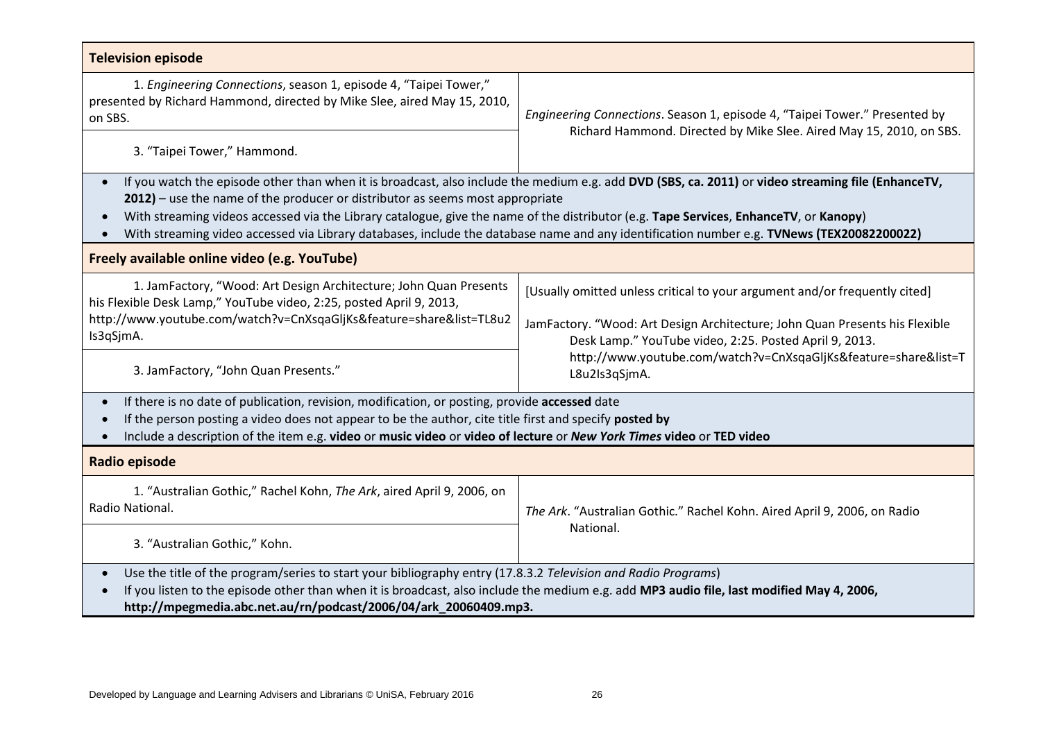### Television episode

| Notes | Bibliography |
| --- | --- |
| 1. *Engineering Connections*, season 1, episode 4, "Taipei Tower," presented by Richard Hammond, directed by Mike Slee, aired May 15, 2010, on SBS. | *Engineering Connections*. Season 1, episode 4, "Taipei Tower." Presented by Richard Hammond. Directed by Mike Slee. Aired May 15, 2010, on SBS. |
| 3. "Taipei Tower," Hammond. | |

- If you watch the episode other than when it is broadcast, also include the medium e.g. add **DVD (SBS, ca. 2011)** or **video streaming file (EnhanceTV, 2012)** – use the name of the producer or distributor as seems most appropriate
- With streaming videos accessed via the Library catalogue, give the name of the distributor (e.g. **Tape Services**, **EnhanceTV**, or **Kanopy**)
- With streaming video accessed via Library databases, include the database name and any identification number e.g. **TVNews (TEX20082200022)**

### Freely available online video (e.g. YouTube)

| Notes | Bibliography |
| --- | --- |
| 1. JamFactory, "Wood: Art Design Architecture; John Quan Presents his Flexible Desk Lamp," YouTube video, 2:25, posted April 9, 2013, http://www.youtube.com/watch?v=CnXsqaGljKs&feature=share&list=TL8u2Is3qSjmA. | [Usually omitted unless critical to your argument and/or frequently cited] JamFactory. "Wood: Art Design Architecture; John Quan Presents his Flexible Desk Lamp." YouTube video, 2:25. Posted April 9, 2013. http://www.youtube.com/watch?v=CnXsqaGljKs&feature=share&list=TL8u2Is3qSjmA. |
| 3. JamFactory, "John Quan Presents." | |

- If there is no date of publication, revision, modification, or posting, provide **accessed** date
- If the person posting a video does not appear to be the author, cite title first and specify **posted by**
- Include a description of the item e.g. **video** or **music video** or **video of lecture** or ***New York Times* video** or **TED video**

### Radio episode

| Notes | Bibliography |
| --- | --- |
| 1. "Australian Gothic," Rachel Kohn, *The Ark*, aired April 9, 2006, on Radio National. | *The Ark*. "Australian Gothic." Rachel Kohn. Aired April 9, 2006, on Radio National. |
| 3. "Australian Gothic," Kohn. | |

- Use the title of the program/series to start your bibliography entry (17.8.3.2 *Television and Radio Programs*)
- If you listen to the episode other than when it is broadcast, also include the medium e.g. add **MP3 audio file, last modified May 4, 2006, http://mpegmedia.abc.net.au/rn/podcast/2006/04/ark_20060409.mp3.**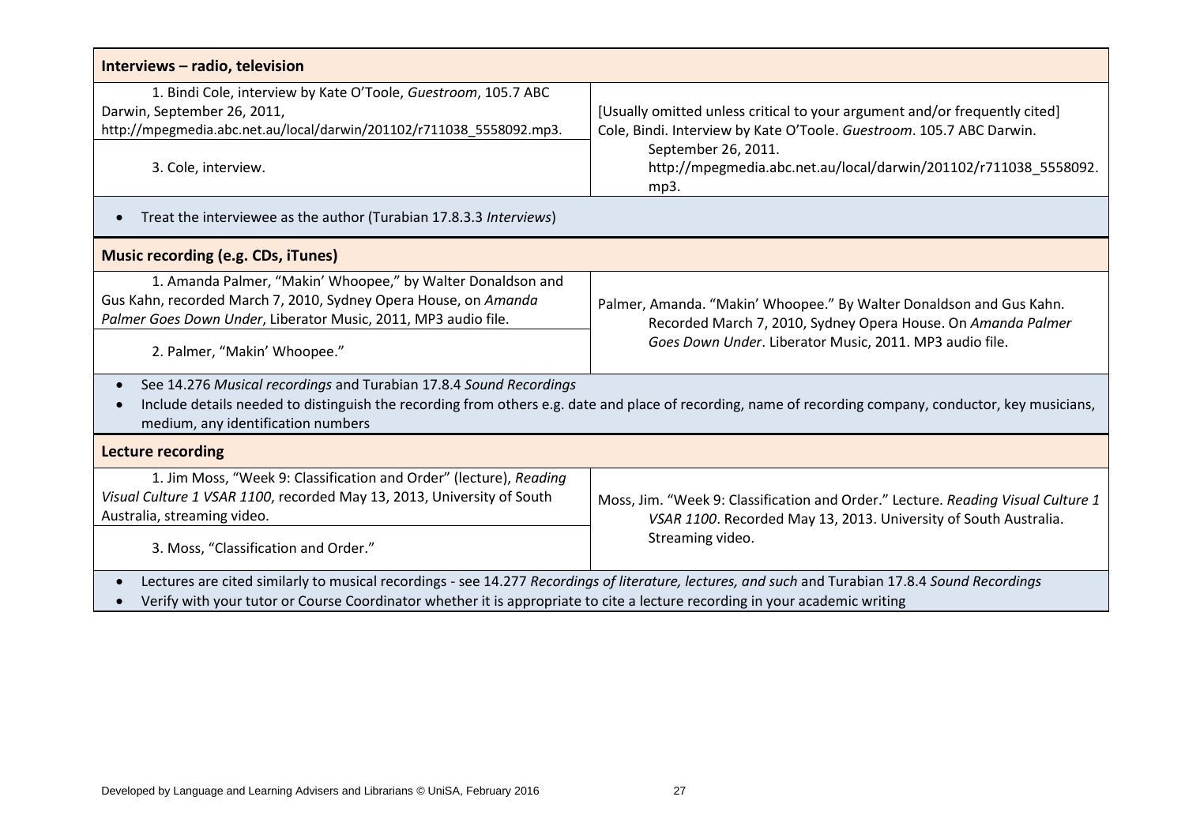| Interviews – radio, television | |
|---|---|
| 1. Bindi Cole, interview by Kate O'Toole, *Guestroom*, 105.7 ABC Darwin, September 26, 2011, http://mpegmedia.abc.net.au/local/darwin/201102/r711038_5558092.mp3.<br><br>3. Cole, interview. | [Usually omitted unless critical to your argument and/or frequently cited]<br>Cole, Bindi. Interview by Kate O'Toole. *Guestroom*. 105.7 ABC Darwin. September 26, 2011. http://mpegmedia.abc.net.au/local/darwin/201102/r711038_5558092.mp3. |
| • Treat the interviewee as the author (Turabian 17.8.3.3 *Interviews*) | |

| Music recording (e.g. CDs, iTunes) | |
|---|---|
| 1. Amanda Palmer, "Makin' Whoopee," by Walter Donaldson and Gus Kahn, recorded March 7, 2010, Sydney Opera House, on *Amanda Palmer Goes Down Under*, Liberator Music, 2011, MP3 audio file.<br><br>2. Palmer, "Makin' Whoopee." | Palmer, Amanda. "Makin' Whoopee." By Walter Donaldson and Gus Kahn. Recorded March 7, 2010, Sydney Opera House. On *Amanda Palmer Goes Down Under*. Liberator Music, 2011. MP3 audio file. |
| • See 14.276 *Musical recordings* and Turabian 17.8.4 *Sound Recordings*<br>• Include details needed to distinguish the recording from others e.g. date and place of recording, name of recording company, conductor, key musicians, medium, any identification numbers | |

| Lecture recording | |
|---|---|
| 1. Jim Moss, "Week 9: Classification and Order" (lecture), *Reading Visual Culture 1 VSAR 1100*, recorded May 13, 2013, University of South Australia, streaming video.<br><br>3. Moss, "Classification and Order." | Moss, Jim. "Week 9: Classification and Order." Lecture. *Reading Visual Culture 1 VSAR 1100*. Recorded May 13, 2013. University of South Australia. Streaming video. |
| • Lectures are cited similarly to musical recordings - see 14.277 *Recordings of literature, lectures, and such* and Turabian 17.8.4 *Sound Recordings*<br>• Verify with your tutor or Course Coordinator whether it is appropriate to cite a lecture recording in your academic writing | |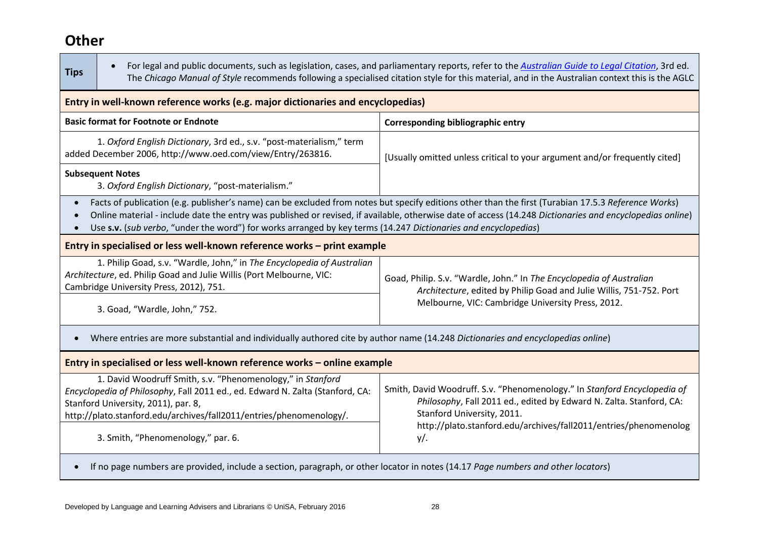# Other

| Tips | |
|---|---|
| | • For legal and public documents, such as legislation, cases, and parliamentary reports, refer to the [*Australian Guide to Legal Citation*](), 3rd ed. The *Chicago Manual of Style* recommends following a specialised citation style for this material, and in the Australian context this is the AGLC |

## Entry in well-known reference works (e.g. major dictionaries and encyclopedias)

| Basic format for Footnote or Endnote | Corresponding bibliographic entry |
|---|---|
| 1. *Oxford English Dictionary*, 3rd ed., s.v. "post-materialism," term added December 2006, http://www.oed.com/view/Entry/263816. | [Usually omitted unless critical to your argument and/or frequently cited] |
| **Subsequent Notes**<br>3. *Oxford English Dictionary*, "post-materialism." | |

- Facts of publication (e.g. publisher's name) can be excluded from notes but specify editions other than the first (Turabian 17.5.3 *Reference Works*)
- Online material - include date the entry was published or revised, if available, otherwise date of access (14.248 *Dictionaries and encyclopedias online*)
- Use **s.v.** (*sub verbo*, "under the word") for works arranged by key terms (14.247 *Dictionaries and encyclopedias*)

## Entry in specialised or less well-known reference works – print example

| Footnote or Endnote | Corresponding bibliographic entry |
|---|---|
| 1. Philip Goad, s.v. "Wardle, John," in *The Encyclopedia of Australian Architecture*, ed. Philip Goad and Julie Willis (Port Melbourne, VIC: Cambridge University Press, 2012), 751. | Goad, Philip. S.v. "Wardle, John." In *The Encyclopedia of Australian Architecture*, edited by Philip Goad and Julie Willis, 751-752. Port Melbourne, VIC: Cambridge University Press, 2012. |
| 3. Goad, "Wardle, John," 752. | |

- Where entries are more substantial and individually authored cite by author name (14.248 *Dictionaries and encyclopedias online*)

## Entry in specialised or less well-known reference works – online example

| Footnote or Endnote | Corresponding bibliographic entry |
|---|---|
| 1. David Woodruff Smith, s.v. "Phenomenology," in *Stanford Encyclopedia of Philosophy*, Fall 2011 ed., ed. Edward N. Zalta (Stanford, CA: Stanford University, 2011), par. 8, http://plato.stanford.edu/archives/fall2011/entries/phenomenology/. | Smith, David Woodruff. S.v. "Phenomenology." In *Stanford Encyclopedia of Philosophy*, Fall 2011 ed., edited by Edward N. Zalta. Stanford, CA: Stanford University, 2011. http://plato.stanford.edu/archives/fall2011/entries/phenomenology/. |
| 3. Smith, "Phenomenology," par. 6. | |

- If no page numbers are provided, include a section, paragraph, or other locator in notes (14.17 *Page numbers and other locators*)

Developed by Language and Learning Advisers and Librarians © UniSA, February 2016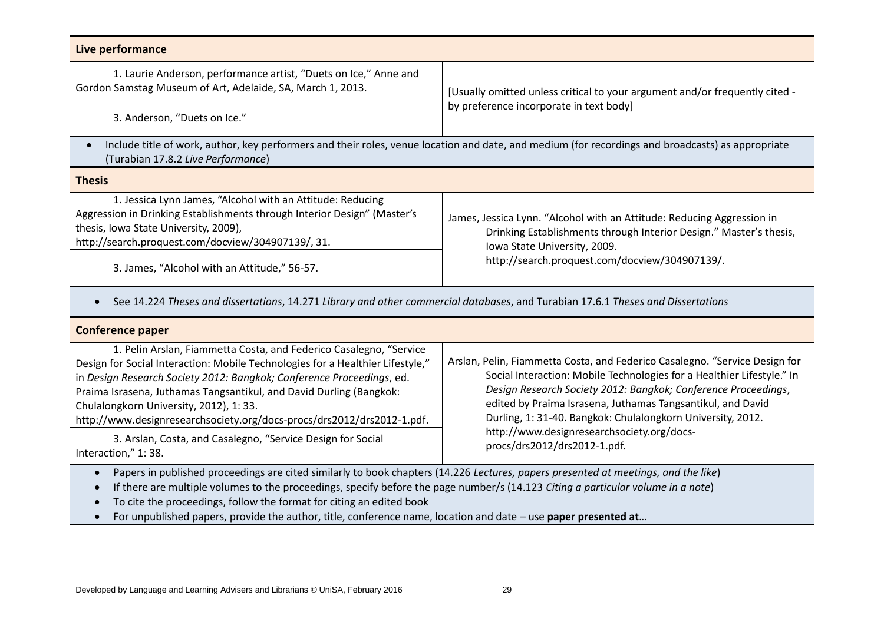| **Live performance** | |
|---|---|
| 1. Laurie Anderson, performance artist, "Duets on Ice," Anne and Gordon Samstag Museum of Art, Adelaide, SA, March 1, 2013. | [Usually omitted unless critical to your argument and/or frequently cited - by preference incorporate in text body] |
| 3. Anderson, "Duets on Ice." | |

- Include title of work, author, key performers and their roles, venue location and date, and medium (for recordings and broadcasts) as appropriate (Turabian 17.8.2 *Live Performance*)

| **Thesis** | |
|---|---|
| 1. Jessica Lynn James, "Alcohol with an Attitude: Reducing Aggression in Drinking Establishments through Interior Design" (Master's thesis, Iowa State University, 2009), http://search.proquest.com/docview/304907139/, 31. | James, Jessica Lynn. "Alcohol with an Attitude: Reducing Aggression in Drinking Establishments through Interior Design." Master's thesis, Iowa State University, 2009. http://search.proquest.com/docview/304907139/. |
| 3. James, "Alcohol with an Attitude," 56-57. | |

- See 14.224 *Theses and dissertations*, 14.271 *Library and other commercial databases*, and Turabian 17.6.1 *Theses and Dissertations*

| **Conference paper** | |
|---|---|
| 1. Pelin Arslan, Fiammetta Costa, and Federico Casalegno, "Service Design for Social Interaction: Mobile Technologies for a Healthier Lifestyle," in *Design Research Society 2012: Bangkok; Conference Proceedings*, ed. Praima Israsena, Juthamas Tangsantikul, and David Durling (Bangkok: Chulalongkorn University, 2012), 1: 33. http://www.designresearchsociety.org/docs-procs/drs2012/drs2012-1.pdf. | Arslan, Pelin, Fiammetta Costa, and Federico Casalegno. "Service Design for Social Interaction: Mobile Technologies for a Healthier Lifestyle." In *Design Research Society 2012: Bangkok; Conference Proceedings*, edited by Praima Israsena, Juthamas Tangsantikul, and David Durling, 1: 31-40. Bangkok: Chulalongkorn University, 2012. http://www.designresearchsociety.org/docs-procs/drs2012/drs2012-1.pdf. |
| 3. Arslan, Costa, and Casalegno, "Service Design for Social Interaction," 1: 38. | |

- Papers in published proceedings are cited similarly to book chapters (14.226 *Lectures, papers presented at meetings, and the like*)
- If there are multiple volumes to the proceedings, specify before the page number/s (14.123 *Citing a particular volume in a note*)
- To cite the proceedings, follow the format for citing an edited book
- For unpublished papers, provide the author, title, conference name, location and date – use **paper presented at**…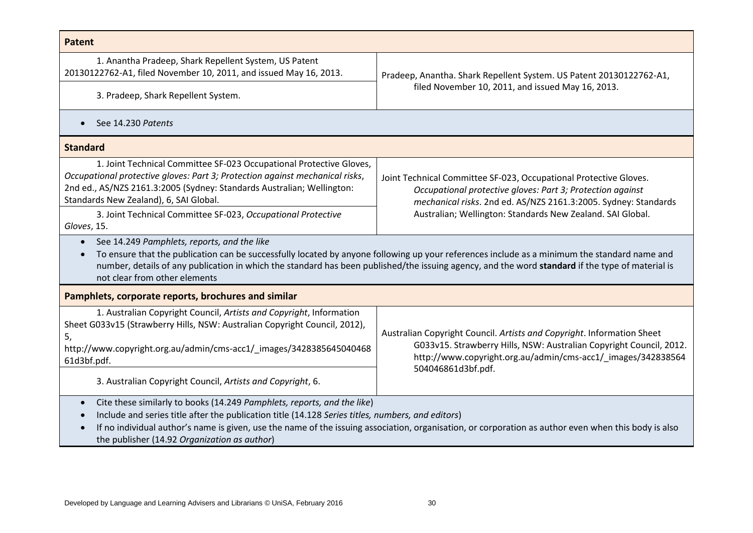| **Patent** | |
|---|---|
| 1. Anantha Pradeep, Shark Repellent System, US Patent 20130122762-A1, filed November 10, 2011, and issued May 16, 2013. <br><br> 3. Pradeep, Shark Repellent System. | Pradeep, Anantha. Shark Repellent System. US Patent 20130122762-A1, filed November 10, 2011, and issued May 16, 2013. |
| • See 14.230 *Patents* | |

| **Standard** | |
|---|---|
| 1. Joint Technical Committee SF-023 Occupational Protective Gloves, *Occupational protective gloves: Part 3; Protection against mechanical risks*, 2nd ed., AS/NZS 2161.3:2005 (Sydney: Standards Australian; Wellington: Standards New Zealand), 6, SAI Global. <br><br> 3. Joint Technical Committee SF-023, *Occupational Protective Gloves*, 15. | Joint Technical Committee SF-023, Occupational Protective Gloves. *Occupational protective gloves: Part 3; Protection against mechanical risks*. 2nd ed. AS/NZS 2161.3:2005. Sydney: Standards Australian; Wellington: Standards New Zealand. SAI Global. |
| • See 14.249 *Pamphlets, reports, and the like* <br> • To ensure that the publication can be successfully located by anyone following up your references include as a minimum the standard name and number, details of any publication in which the standard has been published/the issuing agency, and the word **standard** if the type of material is not clear from other elements | |

| **Pamphlets, corporate reports, brochures and similar** | |
|---|---|
| 1. Australian Copyright Council, *Artists and Copyright*, Information Sheet G033v15 (Strawberry Hills, NSW: Australian Copyright Council, 2012), 5, http://www.copyright.org.au/admin/cms-acc1/_images/342838564504046861d3bf.pdf. <br><br> 3. Australian Copyright Council, *Artists and Copyright*, 6. | Australian Copyright Council. *Artists and Copyright*. Information Sheet G033v15. Strawberry Hills, NSW: Australian Copyright Council, 2012. http://www.copyright.org.au/admin/cms-acc1/_images/342838564504046861d3bf.pdf. |
| • Cite these similarly to books (14.249 *Pamphlets, reports, and the like*) <br> • Include and series title after the publication title (14.128 *Series titles, numbers, and editors*) <br> • If no individual author's name is given, use the name of the issuing association, organisation, or corporation as author even when this body is also the publisher (14.92 *Organization as author*) | |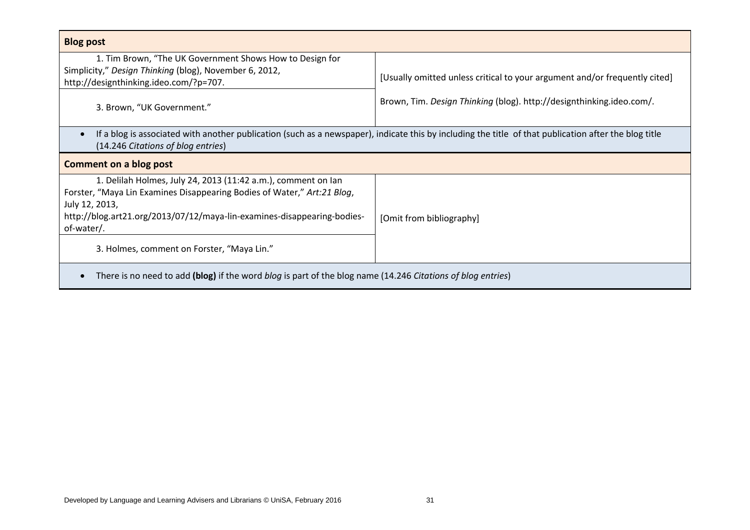| **Blog post** | |
|---|---|
| 1. Tim Brown, "The UK Government Shows How to Design for Simplicity," *Design Thinking* (blog), November 6, 2012, http://designthinking.ideo.com/?p=707. | [Usually omitted unless critical to your argument and/or frequently cited] |
| 3. Brown, "UK Government." | Brown, Tim. *Design Thinking* (blog). http://designthinking.ideo.com/. |

- If a blog is associated with another publication (such as a newspaper), indicate this by including the title of that publication after the blog title (14.246 *Citations of blog entries*)

| **Comment on a blog post** | |
|---|---|
| 1. Delilah Holmes, July 24, 2013 (11:42 a.m.), comment on Ian Forster, "Maya Lin Examines Disappearing Bodies of Water," *Art:21 Blog*, July 12, 2013, http://blog.art21.org/2013/07/12/maya-lin-examines-disappearing-bodies-of-water/. | [Omit from bibliography] |
| 3. Holmes, comment on Forster, "Maya Lin." | |

- There is no need to add **(blog)** if the word *blog* is part of the blog name (14.246 *Citations of blog entries*)

Developed by Language and Learning Advisers and Librarians © UniSA, February 2016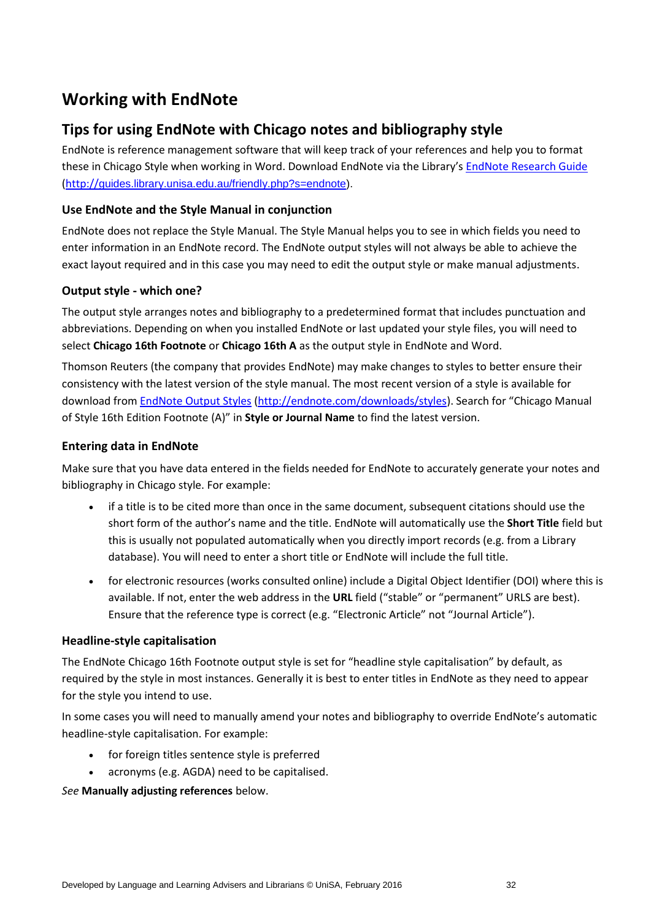# Working with EndNote

## Tips for using EndNote with Chicago notes and bibliography style

EndNote is reference management software that will keep track of your references and help you to format these in Chicago Style when working in Word. Download EndNote via the Library's [EndNote Research Guide](http://guides.library.unisa.edu.au/friendly.php?s=endnote) (http://guides.library.unisa.edu.au/friendly.php?s=endnote).

### Use EndNote and the Style Manual in conjunction

EndNote does not replace the Style Manual. The Style Manual helps you to see in which fields you need to enter information in an EndNote record. The EndNote output styles will not always be able to achieve the exact layout required and in this case you may need to edit the output style or make manual adjustments.

### Output style - which one?

The output style arranges notes and bibliography to a predetermined format that includes punctuation and abbreviations. Depending on when you installed EndNote or last updated your style files, you will need to select **Chicago 16th Footnote** or **Chicago 16th A** as the output style in EndNote and Word.

Thomson Reuters (the company that provides EndNote) may make changes to styles to better ensure their consistency with the latest version of the style manual. The most recent version of a style is available for download from [EndNote Output Styles](http://endnote.com/downloads/styles) (http://endnote.com/downloads/styles). Search for "Chicago Manual of Style 16th Edition Footnote (A)" in **Style or Journal Name** to find the latest version.

### Entering data in EndNote

Make sure that you have data entered in the fields needed for EndNote to accurately generate your notes and bibliography in Chicago style. For example:

- if a title is to be cited more than once in the same document, subsequent citations should use the short form of the author's name and the title. EndNote will automatically use the **Short Title** field but this is usually not populated automatically when you directly import records (e.g. from a Library database). You will need to enter a short title or EndNote will include the full title.
- for electronic resources (works consulted online) include a Digital Object Identifier (DOI) where this is available. If not, enter the web address in the **URL** field ("stable" or "permanent" URLS are best). Ensure that the reference type is correct (e.g. "Electronic Article" not "Journal Article").

### Headline-style capitalisation

The EndNote Chicago 16th Footnote output style is set for "headline style capitalisation" by default, as required by the style in most instances. Generally it is best to enter titles in EndNote as they need to appear for the style you intend to use.

In some cases you will need to manually amend your notes and bibliography to override EndNote's automatic headline-style capitalisation. For example:

- for foreign titles sentence style is preferred
- acronyms (e.g. AGDA) need to be capitalised.

*See* **Manually adjusting references** below.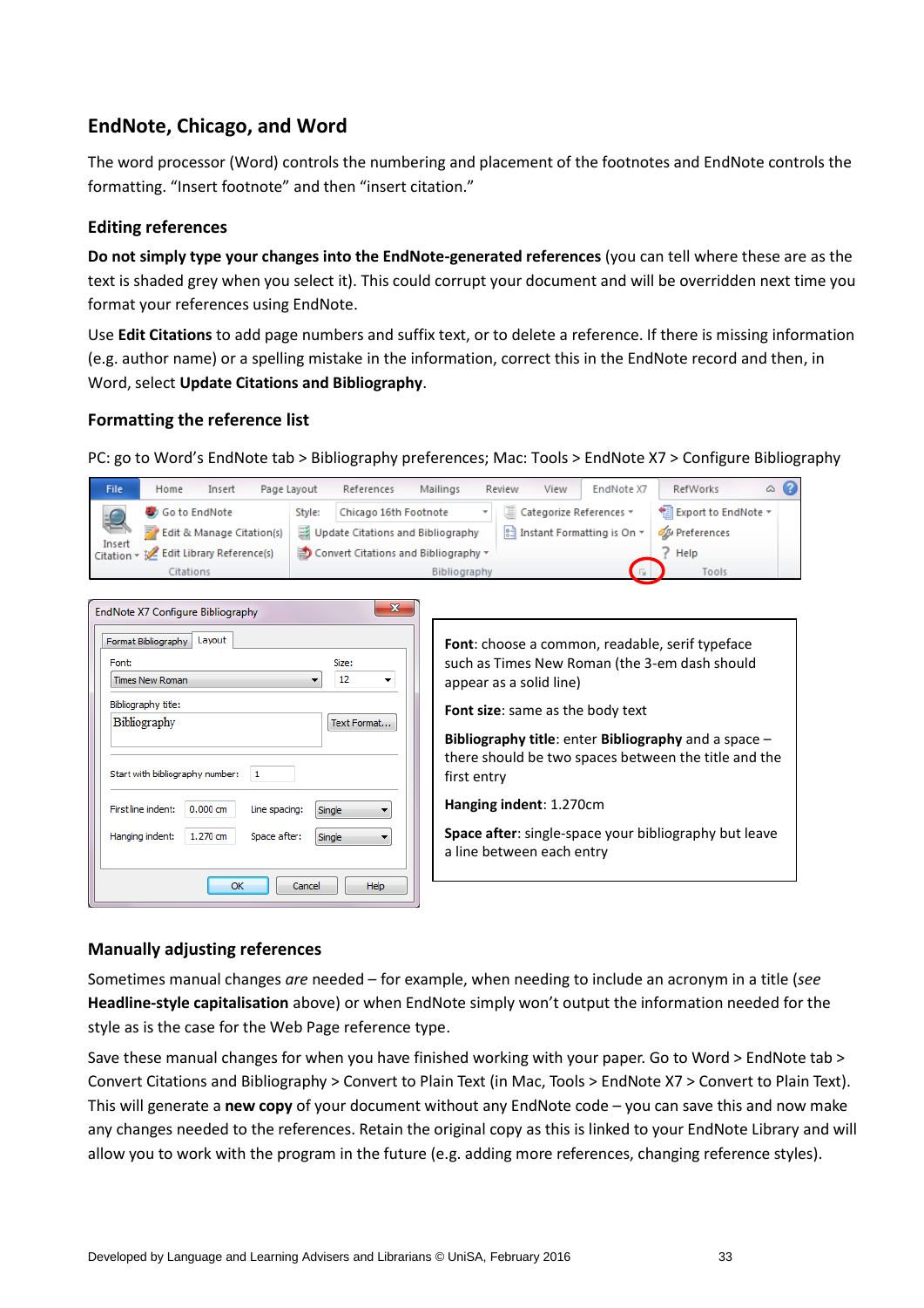## EndNote, Chicago, and Word

The word processor (Word) controls the numbering and placement of the footnotes and EndNote controls the formatting. “Insert footnote” and then “insert citation.”

### Editing references

**Do not simply type your changes into the EndNote-generated references** (you can tell where these are as the text is shaded grey when you select it). This could corrupt your document and will be overridden next time you format your references using EndNote.

Use **Edit Citations** to add page numbers and suffix text, or to delete a reference. If there is missing information (e.g. author name) or a spelling mistake in the information, correct this in the EndNote record and then, in Word, select **Update Citations and Bibliography**.

### Formatting the reference list

PC: go to Word’s EndNote tab > Bibliography preferences; Mac: Tools > EndNote X7 > Configure Bibliography

**Font**: choose a common, readable, serif typeface such as Times New Roman (the 3-em dash should appear as a solid line)

**Font size**: same as the body text

**Bibliography title**: enter **Bibliography** and a space – there should be two spaces between the title and the first entry

**Hanging indent**: 1.270cm

**Space after**: single-space your bibliography but leave a line between each entry

### Manually adjusting references

Sometimes manual changes *are* needed – for example, when needing to include an acronym in a title (*see* **Headline-style capitalisation** above) or when EndNote simply won’t output the information needed for the style as is the case for the Web Page reference type.

Save these manual changes for when you have finished working with your paper. Go to Word > EndNote tab > Convert Citations and Bibliography > Convert to Plain Text (in Mac, Tools > EndNote X7 > Convert to Plain Text). This will generate a **new copy** of your document without any EndNote code – you can save this and now make any changes needed to the references. Retain the original copy as this is linked to your EndNote Library and will allow you to work with the program in the future (e.g. adding more references, changing reference styles).

Developed by Language and Learning Advisers and Librarians © UniSA, February 2016